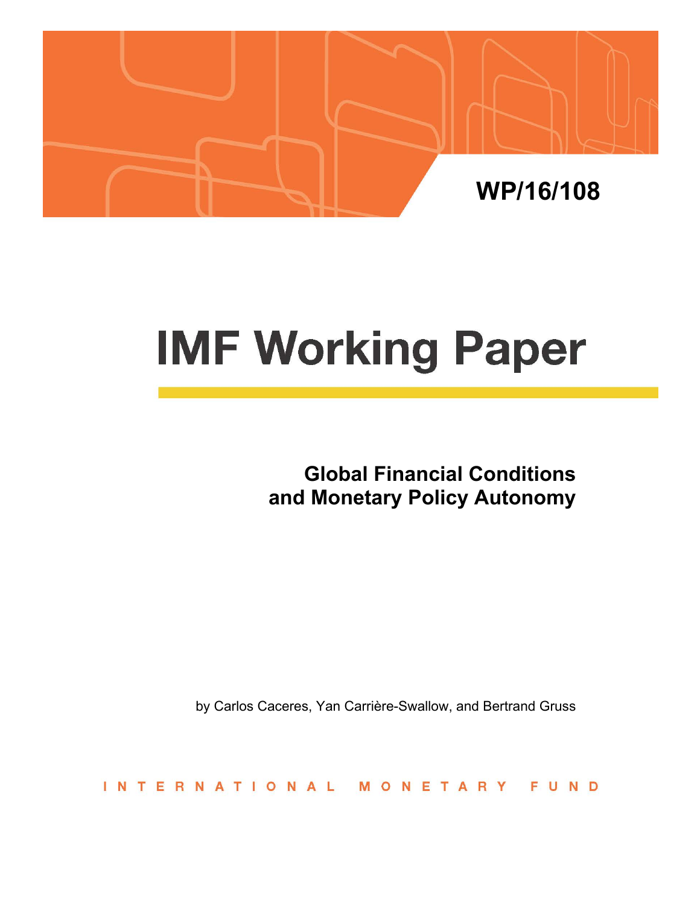WP/16/108

# IMF Working Paper

## Global Financial Conditions and Monetary Policy Autonomy

by Carlos Caceres, Yan Carrière-Swallow, and Bertrand Gruss

INTERNATIONAL MONETARY FUND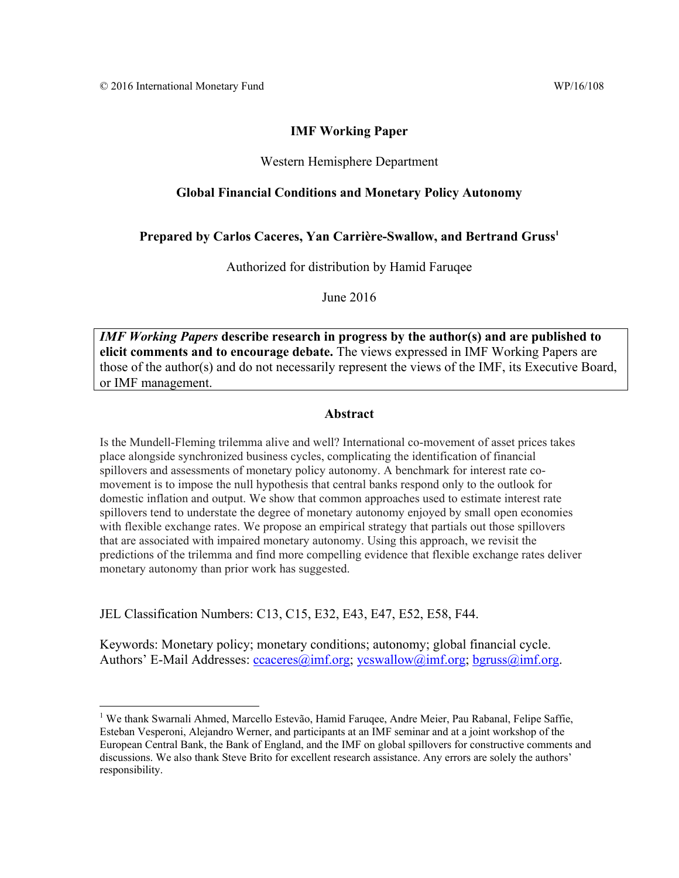© 2016 International Monetary Fund WP/16/108

**IMF Working Paper**

Western Hemisphere Department

**Global Financial Conditions and Monetary Policy Autonomy**

**Prepared by Carlos Caceres, Yan Carrière-Swallow, and Bertrand Gruss[1]**

Authorized for distribution by Hamid Faruqee

June 2016

> ***IMF Working Papers*** **describe research in progress by the author(s) and are published to elicit comments and to encourage debate.** The views expressed in IMF Working Papers are those of the author(s) and do not necessarily represent the views of the IMF, its Executive Board, or IMF management.

## Abstract

Is the Mundell-Fleming trilemma alive and well? International co-movement of asset prices takes place alongside synchronized business cycles, complicating the identification of financial spillovers and assessments of monetary policy autonomy. A benchmark for interest rate co-movement is to impose the null hypothesis that central banks respond only to the outlook for domestic inflation and output. We show that common approaches used to estimate interest rate spillovers tend to understate the degree of monetary autonomy enjoyed by small open economies with flexible exchange rates. We propose an empirical strategy that partials out those spillovers that are associated with impaired monetary autonomy. Using this approach, we revisit the predictions of the trilemma and find more compelling evidence that flexible exchange rates deliver monetary autonomy than prior work has suggested.

JEL Classification Numbers: C13, C15, E32, E43, E47, E52, E58, F44.

Keywords: Monetary policy; monetary conditions; autonomy; global financial cycle.
Authors' E-Mail Addresses: ccaceres@imf.org; ycswallow@imf.org; bgruss@imf.org.

[1] We thank Swarnali Ahmed, Marcello Estevão, Hamid Faruqee, Andre Meier, Pau Rabanal, Felipe Saffie, Esteban Vesperoni, Alejandro Werner, and participants at an IMF seminar and at a joint workshop of the European Central Bank, the Bank of England, and the IMF on global spillovers for constructive comments and discussions. We also thank Steve Brito for excellent research assistance. Any errors are solely the authors' responsibility.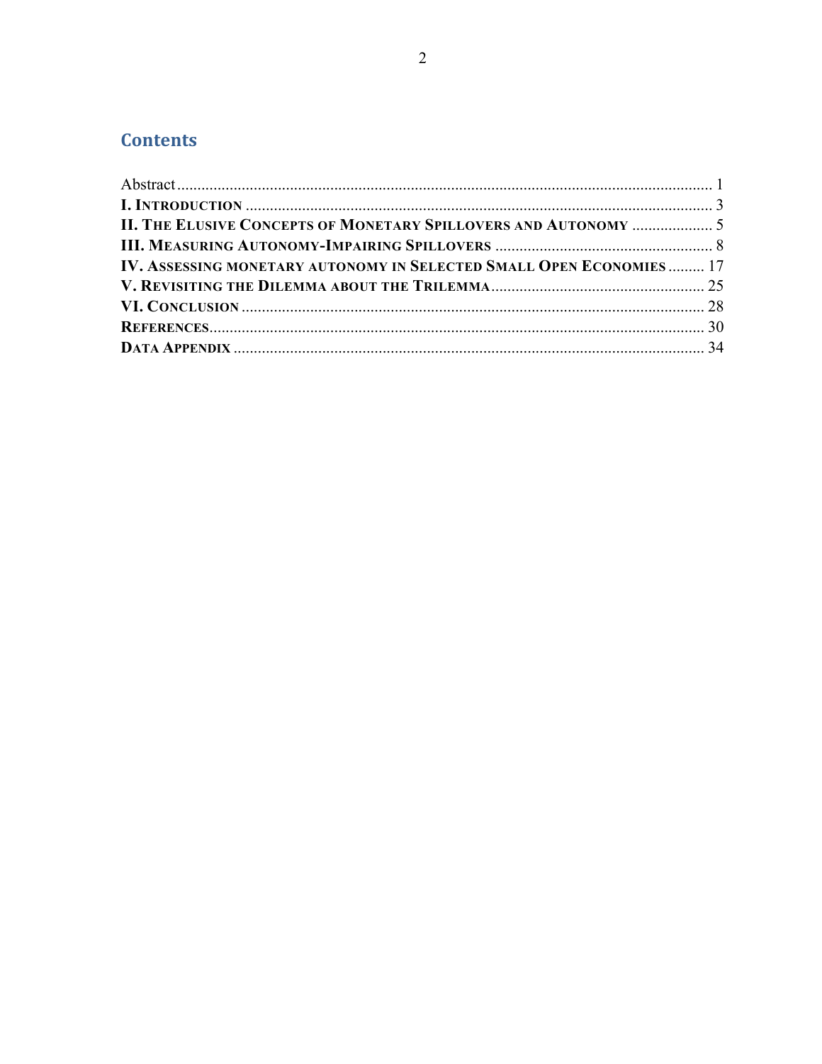## Contents

Abstract ........................................................................................................................ 1
**I. Introduction** ............................................................................................................ 3
**II. The Elusive Concepts of Monetary Spillovers and Autonomy** ...................... 5
**III. Measuring Autonomy-Impairing Spillovers** ....................................................... 8
**IV. Assessing monetary autonomy in Selected Small Open Economies** ......... 17
**V. Revisiting the Dilemma about the Trilemma** ..................................................... 25
**VI. Conclusion** ........................................................................................................ 28
**References** ............................................................................................................. 30
**Data Appendix** ....................................................................................................... 34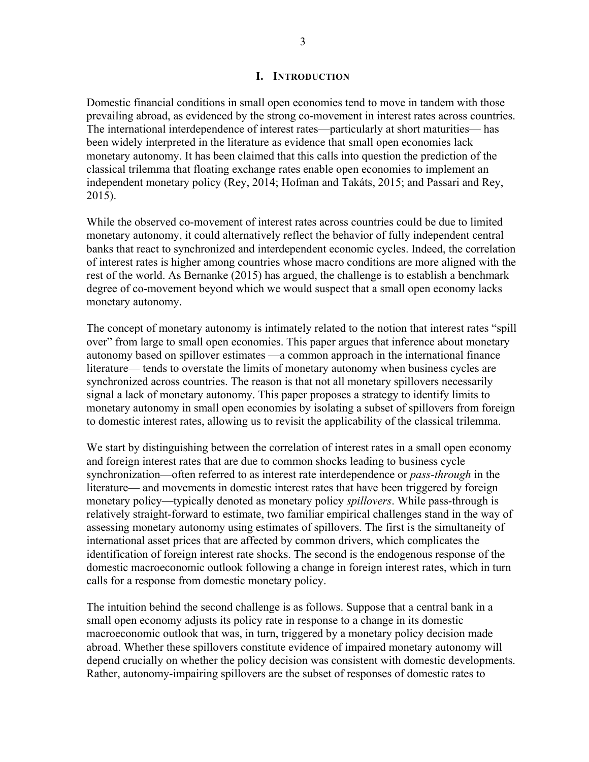# I. INTRODUCTION

Domestic financial conditions in small open economies tend to move in tandem with those prevailing abroad, as evidenced by the strong co-movement in interest rates across countries. The international interdependence of interest rates—particularly at short maturities— has been widely interpreted in the literature as evidence that small open economies lack monetary autonomy. It has been claimed that this calls into question the prediction of the classical trilemma that floating exchange rates enable open economies to implement an independent monetary policy (Rey, 2014; Hofman and Takáts, 2015; and Passari and Rey, 2015).

While the observed co-movement of interest rates across countries could be due to limited monetary autonomy, it could alternatively reflect the behavior of fully independent central banks that react to synchronized and interdependent economic cycles. Indeed, the correlation of interest rates is higher among countries whose macro conditions are more aligned with the rest of the world. As Bernanke (2015) has argued, the challenge is to establish a benchmark degree of co-movement beyond which we would suspect that a small open economy lacks monetary autonomy.

The concept of monetary autonomy is intimately related to the notion that interest rates "spill over" from large to small open economies. This paper argues that inference about monetary autonomy based on spillover estimates —a common approach in the international finance literature— tends to overstate the limits of monetary autonomy when business cycles are synchronized across countries. The reason is that not all monetary spillovers necessarily signal a lack of monetary autonomy. This paper proposes a strategy to identify limits to monetary autonomy in small open economies by isolating a subset of spillovers from foreign to domestic interest rates, allowing us to revisit the applicability of the classical trilemma.

We start by distinguishing between the correlation of interest rates in a small open economy and foreign interest rates that are due to common shocks leading to business cycle synchronization—often referred to as interest rate interdependence or *pass-through* in the literature— and movements in domestic interest rates that have been triggered by foreign monetary policy—typically denoted as monetary policy *spillovers*. While pass-through is relatively straight-forward to estimate, two familiar empirical challenges stand in the way of assessing monetary autonomy using estimates of spillovers. The first is the simultaneity of international asset prices that are affected by common drivers, which complicates the identification of foreign interest rate shocks. The second is the endogenous response of the domestic macroeconomic outlook following a change in foreign interest rates, which in turn calls for a response from domestic monetary policy.

The intuition behind the second challenge is as follows. Suppose that a central bank in a small open economy adjusts its policy rate in response to a change in its domestic macroeconomic outlook that was, in turn, triggered by a monetary policy decision made abroad. Whether these spillovers constitute evidence of impaired monetary autonomy will depend crucially on whether the policy decision was consistent with domestic developments. Rather, autonomy-impairing spillovers are the subset of responses of domestic rates to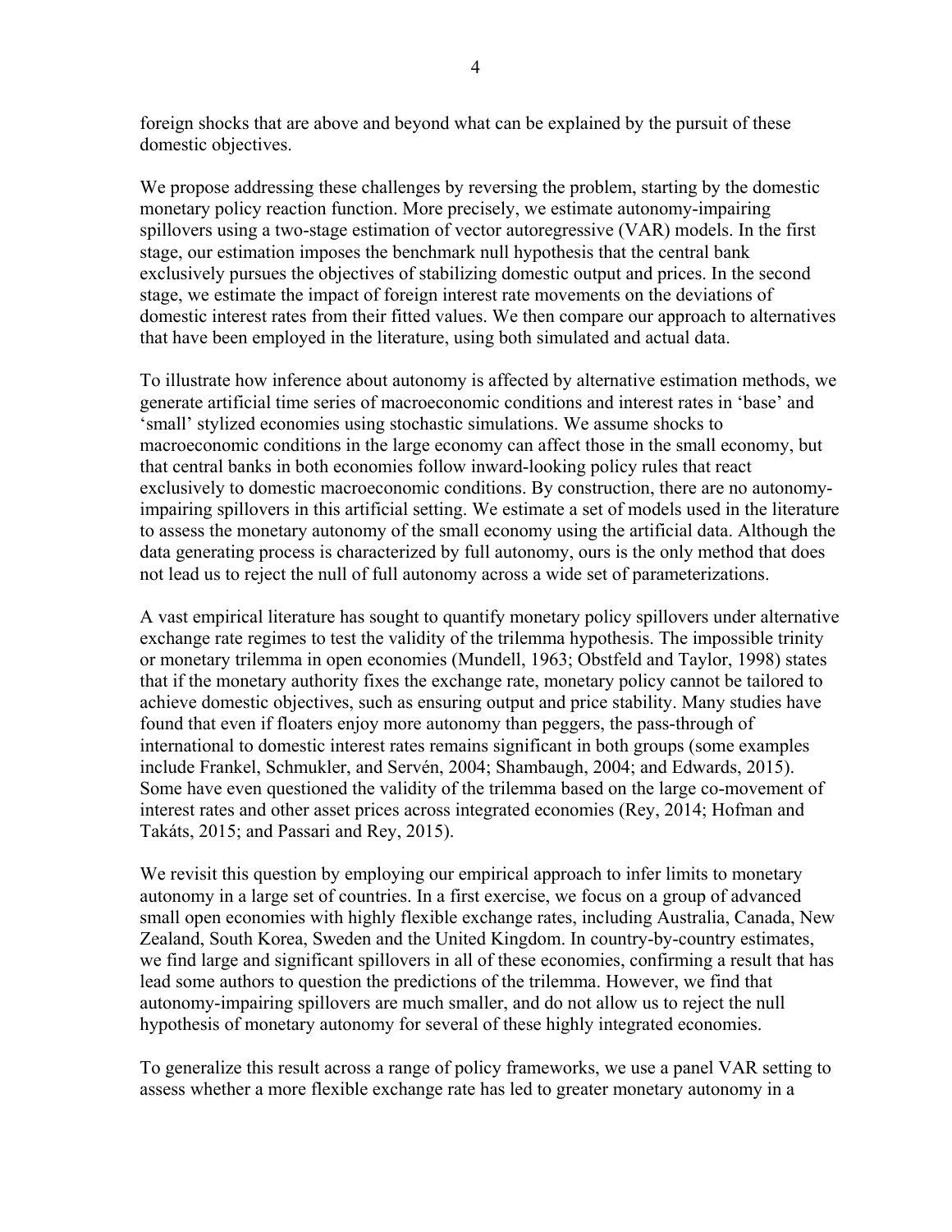foreign shocks that are above and beyond what can be explained by the pursuit of these domestic objectives.

We propose addressing these challenges by reversing the problem, starting by the domestic monetary policy reaction function. More precisely, we estimate autonomy-impairing spillovers using a two-stage estimation of vector autoregressive (VAR) models. In the first stage, our estimation imposes the benchmark null hypothesis that the central bank exclusively pursues the objectives of stabilizing domestic output and prices. In the second stage, we estimate the impact of foreign interest rate movements on the deviations of domestic interest rates from their fitted values. We then compare our approach to alternatives that have been employed in the literature, using both simulated and actual data.

To illustrate how inference about autonomy is affected by alternative estimation methods, we generate artificial time series of macroeconomic conditions and interest rates in 'base' and 'small' stylized economies using stochastic simulations. We assume shocks to macroeconomic conditions in the large economy can affect those in the small economy, but that central banks in both economies follow inward-looking policy rules that react exclusively to domestic macroeconomic conditions. By construction, there are no autonomy-impairing spillovers in this artificial setting. We estimate a set of models used in the literature to assess the monetary autonomy of the small economy using the artificial data. Although the data generating process is characterized by full autonomy, ours is the only method that does not lead us to reject the null of full autonomy across a wide set of parameterizations.

A vast empirical literature has sought to quantify monetary policy spillovers under alternative exchange rate regimes to test the validity of the trilemma hypothesis. The impossible trinity or monetary trilemma in open economies (Mundell, 1963; Obstfeld and Taylor, 1998) states that if the monetary authority fixes the exchange rate, monetary policy cannot be tailored to achieve domestic objectives, such as ensuring output and price stability. Many studies have found that even if floaters enjoy more autonomy than peggers, the pass-through of international to domestic interest rates remains significant in both groups (some examples include Frankel, Schmukler, and Servén, 2004; Shambaugh, 2004; and Edwards, 2015). Some have even questioned the validity of the trilemma based on the large co-movement of interest rates and other asset prices across integrated economies (Rey, 2014; Hofman and Takáts, 2015; and Passari and Rey, 2015).

We revisit this question by employing our empirical approach to infer limits to monetary autonomy in a large set of countries. In a first exercise, we focus on a group of advanced small open economies with highly flexible exchange rates, including Australia, Canada, New Zealand, South Korea, Sweden and the United Kingdom. In country-by-country estimates, we find large and significant spillovers in all of these economies, confirming a result that has lead some authors to question the predictions of the trilemma. However, we find that autonomy-impairing spillovers are much smaller, and do not allow us to reject the null hypothesis of monetary autonomy for several of these highly integrated economies.

To generalize this result across a range of policy frameworks, we use a panel VAR setting to assess whether a more flexible exchange rate has led to greater monetary autonomy in a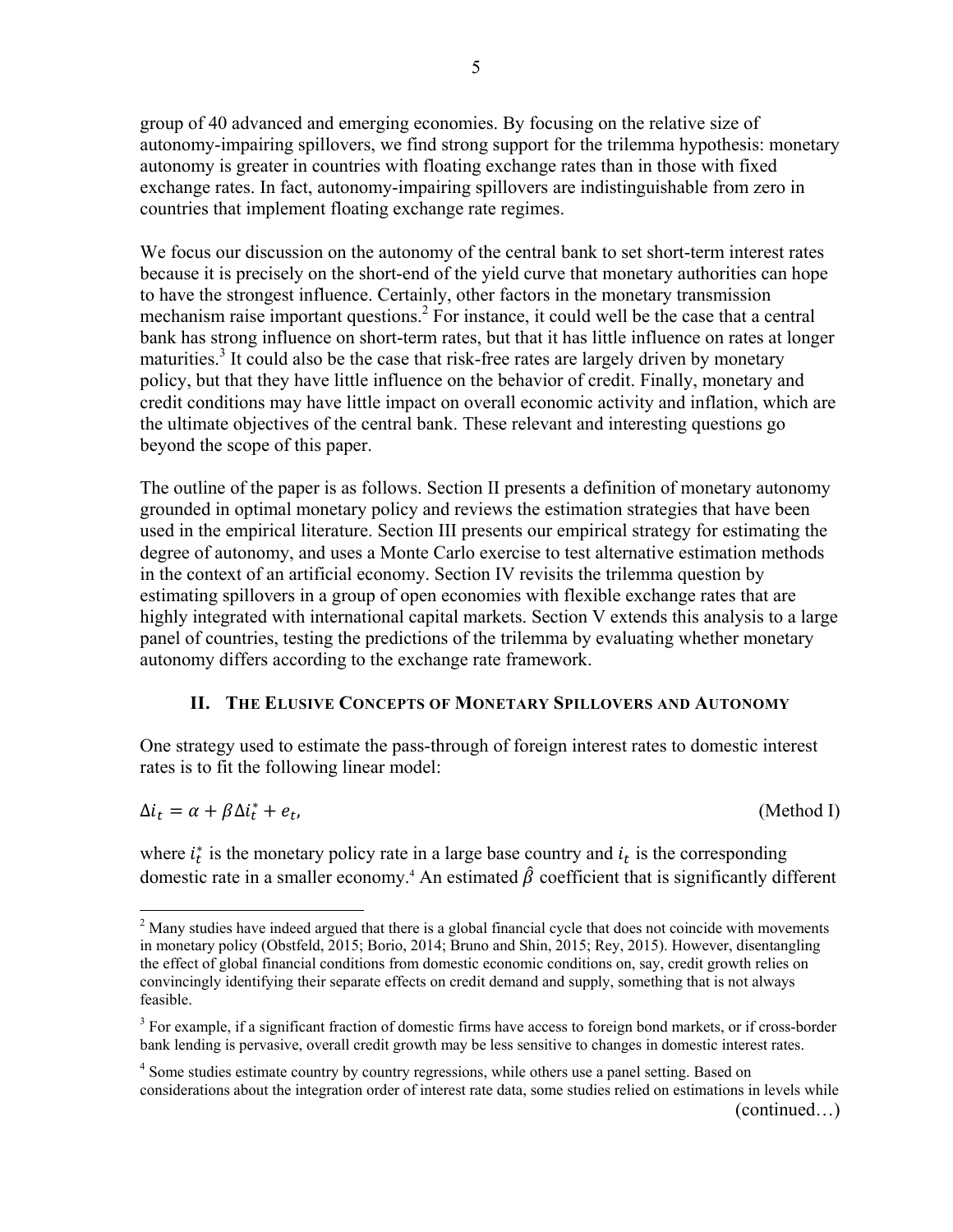group of 40 advanced and emerging economies. By focusing on the relative size of autonomy-impairing spillovers, we find strong support for the trilemma hypothesis: monetary autonomy is greater in countries with floating exchange rates than in those with fixed exchange rates. In fact, autonomy-impairing spillovers are indistinguishable from zero in countries that implement floating exchange rate regimes.

We focus our discussion on the autonomy of the central bank to set short-term interest rates because it is precisely on the short-end of the yield curve that monetary authorities can hope to have the strongest influence. Certainly, other factors in the monetary transmission mechanism raise important questions.[2] For instance, it could well be the case that a central bank has strong influence on short-term rates, but that it has little influence on rates at longer maturities.[3] It could also be the case that risk-free rates are largely driven by monetary policy, but that they have little influence on the behavior of credit. Finally, monetary and credit conditions may have little impact on overall economic activity and inflation, which are the ultimate objectives of the central bank. These relevant and interesting questions go beyond the scope of this paper.

The outline of the paper is as follows. Section II presents a definition of monetary autonomy grounded in optimal monetary policy and reviews the estimation strategies that have been used in the empirical literature. Section III presents our empirical strategy for estimating the degree of autonomy, and uses a Monte Carlo exercise to test alternative estimation methods in the context of an artificial economy. Section IV revisits the trilemma question by estimating spillovers in a group of open economies with flexible exchange rates that are highly integrated with international capital markets. Section V extends this analysis to a large panel of countries, testing the predictions of the trilemma by evaluating whether monetary autonomy differs according to the exchange rate framework.

## II. The Elusive Concepts of Monetary Spillovers and Autonomy

One strategy used to estimate the pass-through of foreign interest rates to domestic interest rates is to fit the following linear model:

$$\Delta i_t = \alpha + \beta \Delta i_t^* + e_t, \qquad \text{(Method I)}$$

where $i_t^*$ is the monetary policy rate in a large base country and $i_t$ is the corresponding domestic rate in a smaller economy.[4] An estimated $\hat{\beta}$ coefficient that is significantly different

---

[2] Many studies have indeed argued that there is a global financial cycle that does not coincide with movements in monetary policy (Obstfeld, 2015; Borio, 2014; Bruno and Shin, 2015; Rey, 2015). However, disentangling the effect of global financial conditions from domestic economic conditions on, say, credit growth relies on convincingly identifying their separate effects on credit demand and supply, something that is not always feasible.

[3] For example, if a significant fraction of domestic firms have access to foreign bond markets, or if cross-border bank lending is pervasive, overall credit growth may be less sensitive to changes in domestic interest rates.

[4] Some studies estimate country by country regressions, while others use a panel setting. Based on considerations about the integration order of interest rate data, some studies relied on estimations in levels while (continued…)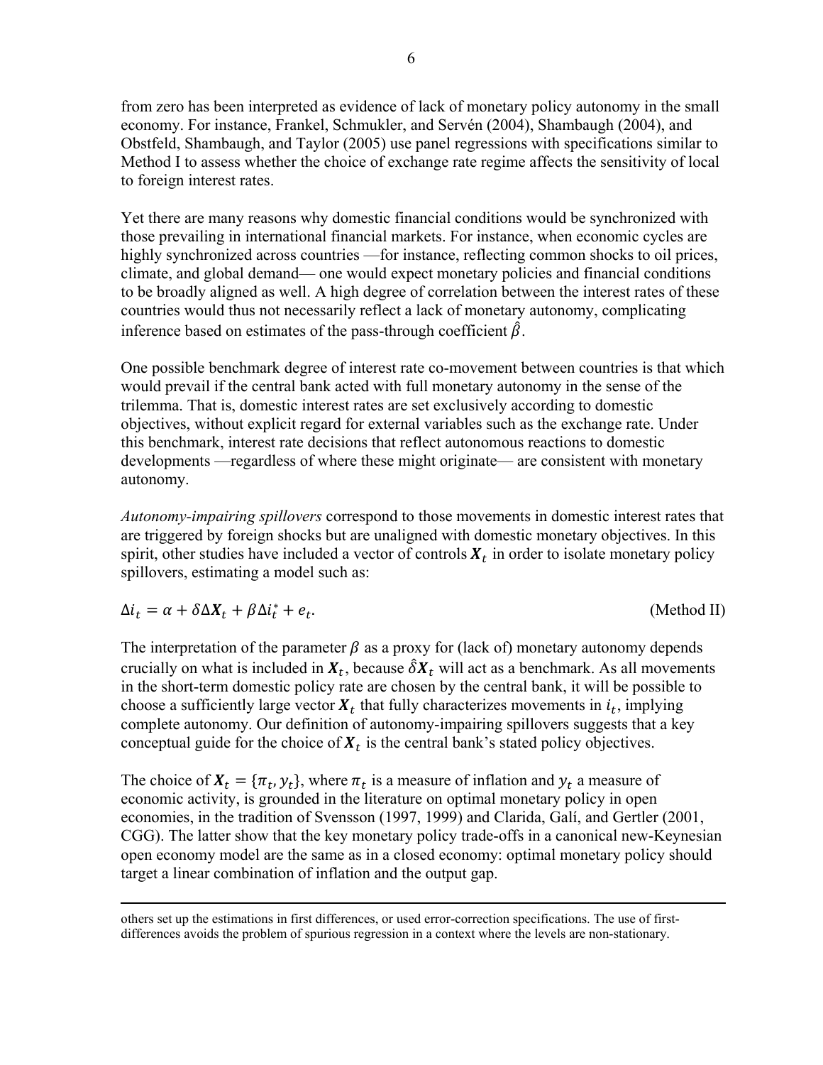from zero has been interpreted as evidence of lack of monetary policy autonomy in the small economy. For instance, Frankel, Schmukler, and Servén (2004), Shambaugh (2004), and Obstfeld, Shambaugh, and Taylor (2005) use panel regressions with specifications similar to Method I to assess whether the choice of exchange rate regime affects the sensitivity of local to foreign interest rates.

Yet there are many reasons why domestic financial conditions would be synchronized with those prevailing in international financial markets. For instance, when economic cycles are highly synchronized across countries —for instance, reflecting common shocks to oil prices, climate, and global demand— one would expect monetary policies and financial conditions to be broadly aligned as well. A high degree of correlation between the interest rates of these countries would thus not necessarily reflect a lack of monetary autonomy, complicating inference based on estimates of the pass-through coefficient $\hat{\beta}$.

One possible benchmark degree of interest rate co-movement between countries is that which would prevail if the central bank acted with full monetary autonomy in the sense of the trilemma. That is, domestic interest rates are set exclusively according to domestic objectives, without explicit regard for external variables such as the exchange rate. Under this benchmark, interest rate decisions that reflect autonomous reactions to domestic developments —regardless of where these might originate— are consistent with monetary autonomy.

*Autonomy-impairing spillovers* correspond to those movements in domestic interest rates that are triggered by foreign shocks but are unaligned with domestic monetary objectives. In this spirit, other studies have included a vector of controls $\boldsymbol{X}_t$ in order to isolate monetary policy spillovers, estimating a model such as:

$$\Delta i_t = \alpha + \delta \Delta \boldsymbol{X}_t + \beta \Delta i_t^* + e_t. \qquad \text{(Method II)}$$

The interpretation of the parameter $\beta$ as a proxy for (lack of) monetary autonomy depends crucially on what is included in $\boldsymbol{X}_t$, because $\hat{\delta}\boldsymbol{X}_t$ will act as a benchmark. As all movements in the short-term domestic policy rate are chosen by the central bank, it will be possible to choose a sufficiently large vector $\boldsymbol{X}_t$ that fully characterizes movements in $i_t$, implying complete autonomy. Our definition of autonomy-impairing spillovers suggests that a key conceptual guide for the choice of $\boldsymbol{X}_t$ is the central bank's stated policy objectives.

The choice of $\boldsymbol{X}_t = \{\pi_t, y_t\}$, where $\pi_t$ is a measure of inflation and $y_t$ a measure of economic activity, is grounded in the literature on optimal monetary policy in open economies, in the tradition of Svensson (1997, 1999) and Clarida, Galí, and Gertler (2001, CGG). The latter show that the key monetary policy trade-offs in a canonical new-Keynesian open economy model are the same as in a closed economy: optimal monetary policy should target a linear combination of inflation and the output gap.

---

others set up the estimations in first differences, or used error-correction specifications. The use of first-differences avoids the problem of spurious regression in a context where the levels are non-stationary.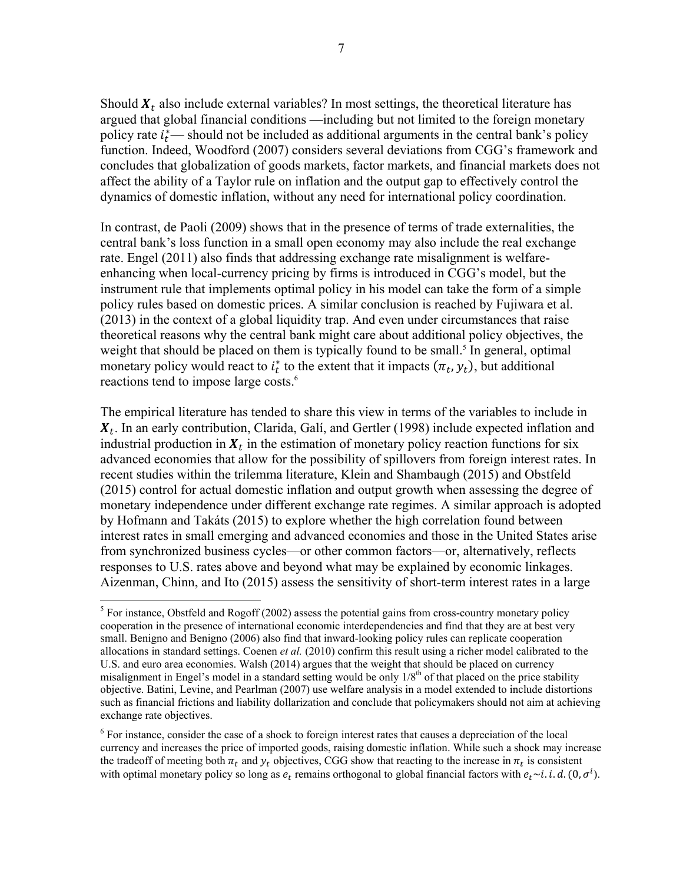Should $\boldsymbol{X}_t$ also include external variables? In most settings, the theoretical literature has argued that global financial conditions —including but not limited to the foreign monetary policy rate $i_t^*$— should not be included as additional arguments in the central bank's policy function. Indeed, Woodford (2007) considers several deviations from CGG's framework and concludes that globalization of goods markets, factor markets, and financial markets does not affect the ability of a Taylor rule on inflation and the output gap to effectively control the dynamics of domestic inflation, without any need for international policy coordination.

In contrast, de Paoli (2009) shows that in the presence of terms of trade externalities, the central bank's loss function in a small open economy may also include the real exchange rate. Engel (2011) also finds that addressing exchange rate misalignment is welfare-enhancing when local-currency pricing by firms is introduced in CGG's model, but the instrument rule that implements optimal policy in his model can take the form of a simple policy rules based on domestic prices. A similar conclusion is reached by Fujiwara et al. (2013) in the context of a global liquidity trap. And even under circumstances that raise theoretical reasons why the central bank might care about additional policy objectives, the weight that should be placed on them is typically found to be small.[5] In general, optimal monetary policy would react to $i_t^*$ to the extent that it impacts $(\pi_t, y_t)$, but additional reactions tend to impose large costs.[6]

The empirical literature has tended to share this view in terms of the variables to include in $\boldsymbol{X}_t$. In an early contribution, Clarida, Galí, and Gertler (1998) include expected inflation and industrial production in $\boldsymbol{X}_t$ in the estimation of monetary policy reaction functions for six advanced economies that allow for the possibility of spillovers from foreign interest rates. In recent studies within the trilemma literature, Klein and Shambaugh (2015) and Obstfeld (2015) control for actual domestic inflation and output growth when assessing the degree of monetary independence under different exchange rate regimes. A similar approach is adopted by Hofmann and Takáts (2015) to explore whether the high correlation found between interest rates in small emerging and advanced economies and those in the United States arise from synchronized business cycles—or other common factors—or, alternatively, reflects responses to U.S. rates above and beyond what may be explained by economic linkages. Aizenman, Chinn, and Ito (2015) assess the sensitivity of short-term interest rates in a large

[5] For instance, Obstfeld and Rogoff (2002) assess the potential gains from cross-country monetary policy cooperation in the presence of international economic interdependencies and find that they are at best very small. Benigno and Benigno (2006) also find that inward-looking policy rules can replicate cooperation allocations in standard settings. Coenen *et al.* (2010) confirm this result using a richer model calibrated to the U.S. and euro area economies. Walsh (2014) argues that the weight that should be placed on currency misalignment in Engel's model in a standard setting would be only 1/8th of that placed on the price stability objective. Batini, Levine, and Pearlman (2007) use welfare analysis in a model extended to include distortions such as financial frictions and liability dollarization and conclude that policymakers should not aim at achieving exchange rate objectives.

[6] For instance, consider the case of a shock to foreign interest rates that causes a depreciation of the local currency and increases the price of imported goods, raising domestic inflation. While such a shock may increase the tradeoff of meeting both $\pi_t$ and $y_t$ objectives, CGG show that reacting to the increase in $\pi_t$ is consistent with optimal monetary policy so long as $e_t$ remains orthogonal to global financial factors with $e_t \sim i.i.d.(0, \sigma^i)$.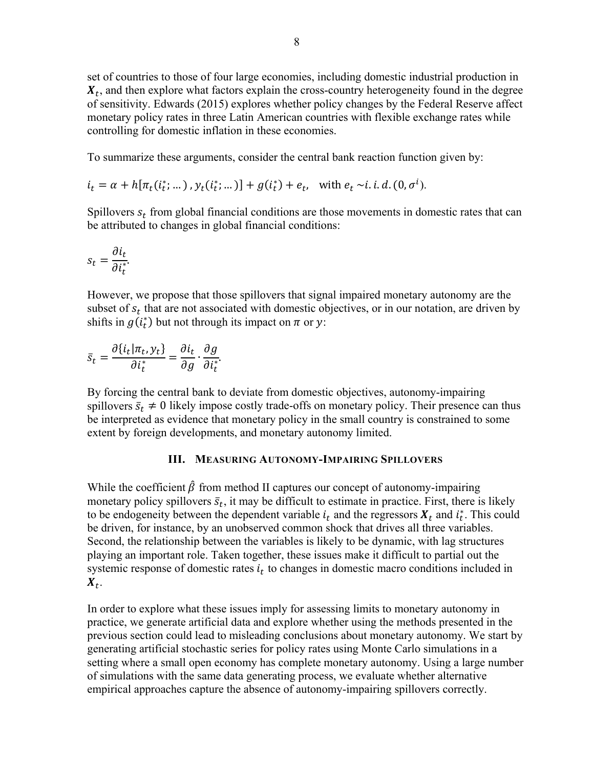set of countries to those of four large economies, including domestic industrial production in $\boldsymbol{X}_t$, and then explore what factors explain the cross-country heterogeneity found in the degree of sensitivity. Edwards (2015) explores whether policy changes by the Federal Reserve affect monetary policy rates in three Latin American countries with flexible exchange rates while controlling for domestic inflation in these economies.

To summarize these arguments, consider the central bank reaction function given by:

$$i_t = \alpha + h[\pi_t(i_t^*; \dots), y_t(i_t^*; \dots)] + g(i_t^*) + e_t, \quad \text{with } e_t \sim i.i.d.(0, \sigma^i).$$

Spillovers $s_t$ from global financial conditions are those movements in domestic rates that can be attributed to changes in global financial conditions:

$$s_t = \frac{\partial i_t}{\partial i_t^*}.$$

However, we propose that those spillovers that signal impaired monetary autonomy are the subset of $s_t$ that are not associated with domestic objectives, or in our notation, are driven by shifts in $g(i_t^*)$ but not through its impact on $\pi$ or $y$:

$$\bar{s}_t = \frac{\partial \{i_t | \pi_t, y_t\}}{\partial i_t^*} = \frac{\partial i_t}{\partial g} \cdot \frac{\partial g}{\partial i_t^*}.$$

By forcing the central bank to deviate from domestic objectives, autonomy-impairing spillovers $\bar{s}_t \neq 0$ likely impose costly trade-offs on monetary policy. Their presence can thus be interpreted as evidence that monetary policy in the small country is constrained to some extent by foreign developments, and monetary autonomy limited.

## III. Measuring Autonomy-Impairing Spillovers

While the coefficient $\hat{\beta}$ from method II captures our concept of autonomy-impairing monetary policy spillovers $\bar{s}_t$, it may be difficult to estimate in practice. First, there is likely to be endogeneity between the dependent variable $i_t$ and the regressors $\boldsymbol{X}_t$ and $i_t^*$. This could be driven, for instance, by an unobserved common shock that drives all three variables. Second, the relationship between the variables is likely to be dynamic, with lag structures playing an important role. Taken together, these issues make it difficult to partial out the systemic response of domestic rates $i_t$ to changes in domestic macro conditions included in $\boldsymbol{X}_t$.

In order to explore what these issues imply for assessing limits to monetary autonomy in practice, we generate artificial data and explore whether using the methods presented in the previous section could lead to misleading conclusions about monetary autonomy. We start by generating artificial stochastic series for policy rates using Monte Carlo simulations in a setting where a small open economy has complete monetary autonomy. Using a large number of simulations with the same data generating process, we evaluate whether alternative empirical approaches capture the absence of autonomy-impairing spillovers correctly.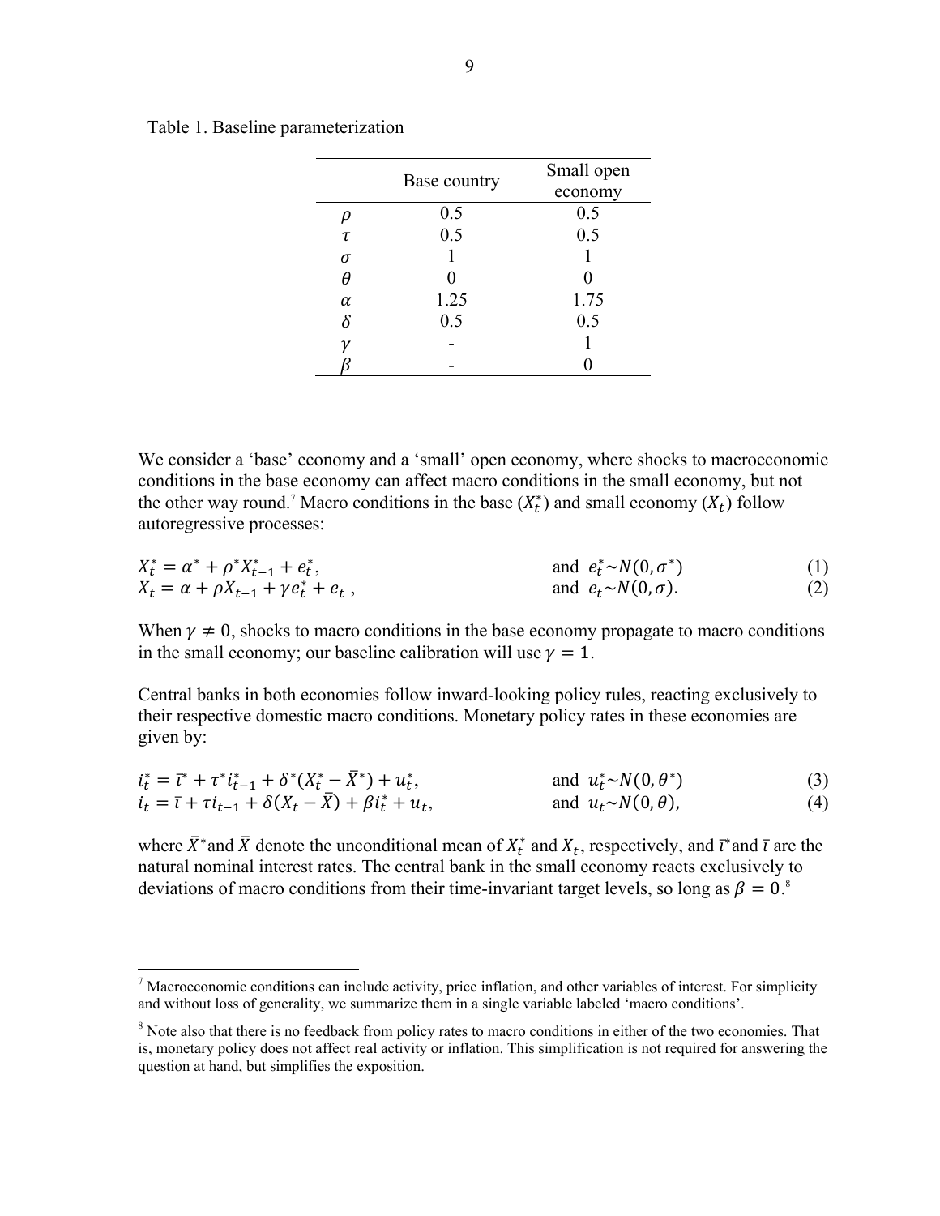Table 1. Baseline parameterization

| | Base country | Small open economy |
|---|---|---|
| $\rho$ | 0.5 | 0.5 |
| $\tau$ | 0.5 | 0.5 |
| $\sigma$ | 1 | 1 |
| $\theta$ | 0 | 0 |
| $\alpha$ | 1.25 | 1.75 |
| $\delta$ | 0.5 | 0.5 |
| $\gamma$ | - | 1 |
| $\beta$ | - | 0 |

We consider a 'base' economy and a 'small' open economy, where shocks to macroeconomic conditions in the base economy can affect macro conditions in the small economy, but not the other way round.[7] Macro conditions in the base ($X_t^*$) and small economy ($X_t$) follow autoregressive processes:

$$X_t^* = \alpha^* + \rho^* X_{t-1}^* + e_t^*, \qquad \text{and } e_t^* \sim N(0, \sigma^*) \tag{1}$$

$$X_t = \alpha + \rho X_{t-1} + \gamma e_t^* + e_t, \qquad \text{and } e_t \sim N(0, \sigma). \tag{2}$$

When $\gamma \neq 0$, shocks to macro conditions in the base economy propagate to macro conditions in the small economy; our baseline calibration will use $\gamma = 1$.

Central banks in both economies follow inward-looking policy rules, reacting exclusively to their respective domestic macro conditions. Monetary policy rates in these economies are given by:

$$i_t^* = \bar{\iota}^* + \tau^* i_{t-1}^* + \delta^*(X_t^* - \bar{X}^*) + u_t^*, \qquad \text{and } u_t^* \sim N(0, \theta^*) \tag{3}$$

$$i_t = \bar{\iota} + \tau i_{t-1} + \delta(X_t - \bar{X}) + \beta i_t^* + u_t, \qquad \text{and } u_t \sim N(0, \theta), \tag{4}$$

where $\bar{X}^*$ and $\bar{X}$ denote the unconditional mean of $X_t^*$ and $X_t$, respectively, and $\bar{\iota}^*$ and $\bar{\iota}$ are the natural nominal interest rates. The central bank in the small economy reacts exclusively to deviations of macro conditions from their time-invariant target levels, so long as $\beta = 0$.[8]

[7] Macroeconomic conditions can include activity, price inflation, and other variables of interest. For simplicity and without loss of generality, we summarize them in a single variable labeled 'macro conditions'.

[8] Note also that there is no feedback from policy rates to macro conditions in either of the two economies. That is, monetary policy does not affect real activity or inflation. This simplification is not required for answering the question at hand, but simplifies the exposition.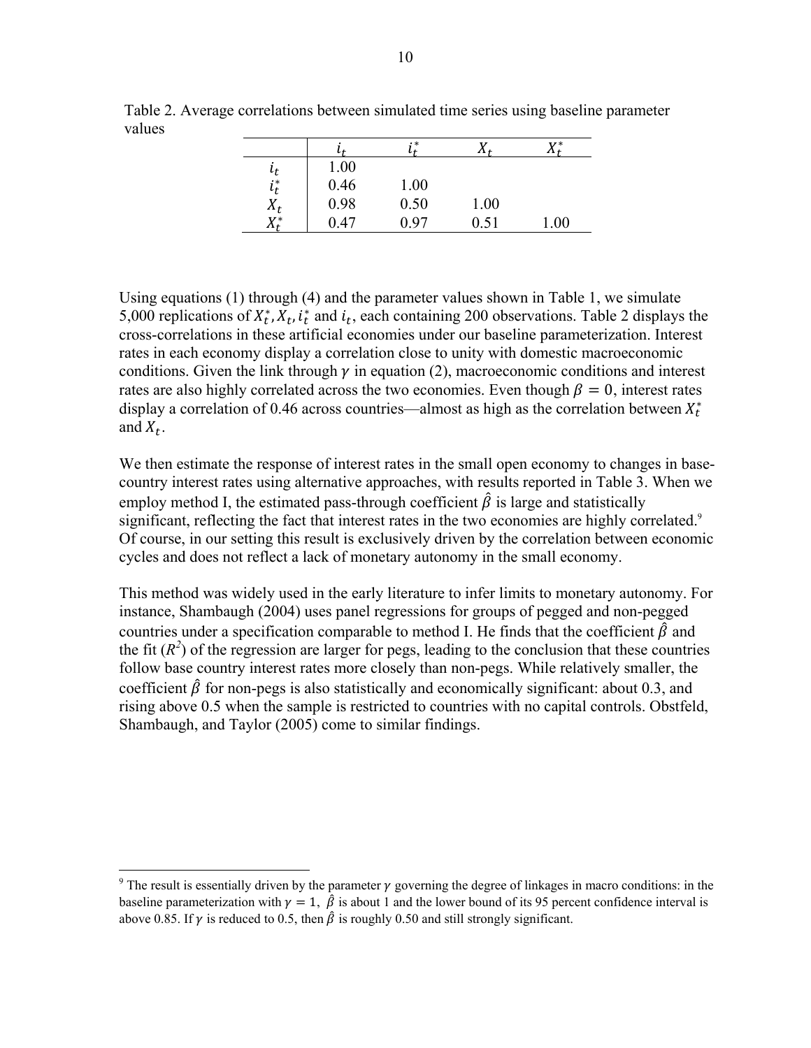Table 2. Average correlations between simulated time series using baseline parameter values

| | $i_t$ | $i_t^*$ | $X_t$ | $X_t^*$ |
|---|---|---|---|---|
| $i_t$ | 1.00 | | | |
| $i_t^*$ | 0.46 | 1.00 | | |
| $X_t$ | 0.98 | 0.50 | 1.00 | |
| $X_t^*$ | 0.47 | 0.97 | 0.51 | 1.00 |

Using equations (1) through (4) and the parameter values shown in Table 1, we simulate 5,000 replications of $X_t^*, X_t, i_t^*$ and $i_t$, each containing 200 observations. Table 2 displays the cross-correlations in these artificial economies under our baseline parameterization. Interest rates in each economy display a correlation close to unity with domestic macroeconomic conditions. Given the link through $\gamma$ in equation (2), macroeconomic conditions and interest rates are also highly correlated across the two economies. Even though $\beta = 0$, interest rates display a correlation of 0.46 across countries—almost as high as the correlation between $X_t^*$ and $X_t$.

We then estimate the response of interest rates in the small open economy to changes in base-country interest rates using alternative approaches, with results reported in Table 3. When we employ method I, the estimated pass-through coefficient $\hat{\beta}$ is large and statistically significant, reflecting the fact that interest rates in the two economies are highly correlated.[9] Of course, in our setting this result is exclusively driven by the correlation between economic cycles and does not reflect a lack of monetary autonomy in the small economy.

This method was widely used in the early literature to infer limits to monetary autonomy. For instance, Shambaugh (2004) uses panel regressions for groups of pegged and non-pegged countries under a specification comparable to method I. He finds that the coefficient $\hat{\beta}$ and the fit ($R^2$) of the regression are larger for pegs, leading to the conclusion that these countries follow base country interest rates more closely than non-pegs. While relatively smaller, the coefficient $\hat{\beta}$ for non-pegs is also statistically and economically significant: about 0.3, and rising above 0.5 when the sample is restricted to countries with no capital controls. Obstfeld, Shambaugh, and Taylor (2005) come to similar findings.

[9] The result is essentially driven by the parameter $\gamma$ governing the degree of linkages in macro conditions: in the baseline parameterization with $\gamma = 1$, $\hat{\beta}$ is about 1 and the lower bound of its 95 percent confidence interval is above 0.85. If $\gamma$ is reduced to 0.5, then $\hat{\beta}$ is roughly 0.50 and still strongly significant.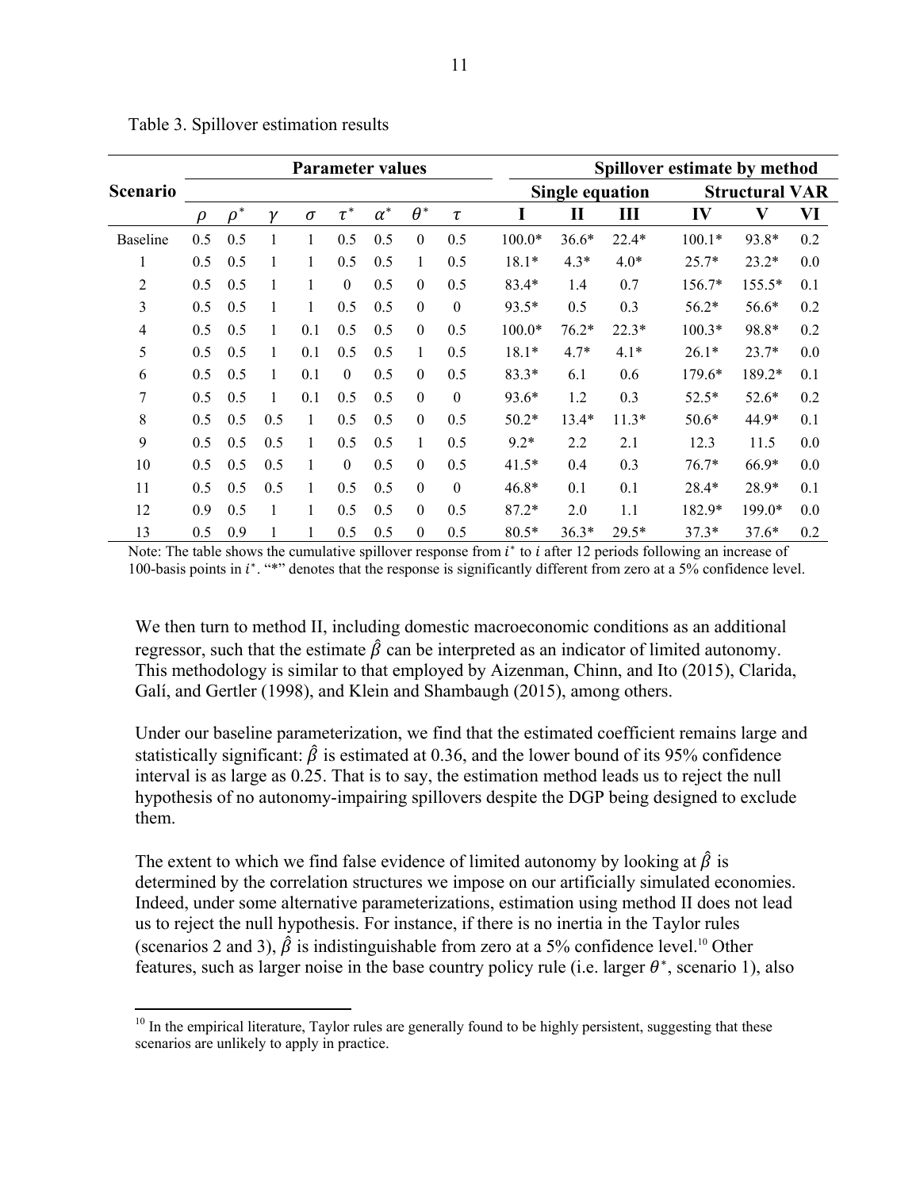Table 3. Spillover estimation results

| Scenario | Parameter values | | | | | | | | Spillover estimate by method | | | | | |
|---|---|---|---|---|---|---|---|---|---|---|---|---|---|---|
| | | | | | | | | | Single equation | | | Structural VAR | | |
| | $\rho$ | $\rho^*$ | $\gamma$ | $\sigma$ | $\tau^*$ | $\alpha^*$ | $\theta^*$ | $\tau$ | I | II | III | IV | V | VI |
| Baseline | 0.5 | 0.5 | 1 | 1 | 0.5 | 0.5 | 0 | 0.5 | 100.0* | 36.6* | 22.4* | 100.1* | 93.8* | 0.2 |
| 1 | 0.5 | 0.5 | 1 | 1 | 0.5 | 0.5 | 1 | 0.5 | 18.1* | 4.3* | 4.0* | 25.7* | 23.2* | 0.0 |
| 2 | 0.5 | 0.5 | 1 | 1 | 0 | 0.5 | 0 | 0.5 | 83.4* | 1.4 | 0.7 | 156.7* | 155.5* | 0.1 |
| 3 | 0.5 | 0.5 | 1 | 1 | 0.5 | 0.5 | 0 | 0 | 93.5* | 0.5 | 0.3 | 56.2* | 56.6* | 0.2 |
| 4 | 0.5 | 0.5 | 1 | 0.1 | 0.5 | 0.5 | 0 | 0.5 | 100.0* | 76.2* | 22.3* | 100.3* | 98.8* | 0.2 |
| 5 | 0.5 | 0.5 | 1 | 0.1 | 0.5 | 0.5 | 1 | 0.5 | 18.1* | 4.7* | 4.1* | 26.1* | 23.7* | 0.0 |
| 6 | 0.5 | 0.5 | 1 | 0.1 | 0 | 0.5 | 0 | 0.5 | 83.3* | 6.1 | 0.6 | 179.6* | 189.2* | 0.1 |
| 7 | 0.5 | 0.5 | 1 | 0.1 | 0.5 | 0.5 | 0 | 0 | 93.6* | 1.2 | 0.3 | 52.5* | 52.6* | 0.2 |
| 8 | 0.5 | 0.5 | 0.5 | 1 | 0.5 | 0.5 | 0 | 0.5 | 50.2* | 13.4* | 11.3* | 50.6* | 44.9* | 0.1 |
| 9 | 0.5 | 0.5 | 0.5 | 1 | 0.5 | 0.5 | 1 | 0.5 | 9.2* | 2.2 | 2.1 | 12.3 | 11.5 | 0.0 |
| 10 | 0.5 | 0.5 | 0.5 | 1 | 0 | 0.5 | 0 | 0.5 | 41.5* | 0.4 | 0.3 | 76.7* | 66.9* | 0.0 |
| 11 | 0.5 | 0.5 | 0.5 | 1 | 0.5 | 0.5 | 0 | 0 | 46.8* | 0.1 | 0.1 | 28.4* | 28.9* | 0.1 |
| 12 | 0.9 | 0.5 | 1 | 1 | 0.5 | 0.5 | 0 | 0.5 | 87.2* | 2.0 | 1.1 | 182.9* | 199.0* | 0.0 |
| 13 | 0.5 | 0.9 | 1 | 1 | 0.5 | 0.5 | 0 | 0.5 | 80.5* | 36.3* | 29.5* | 37.3* | 37.6* | 0.2 |

Note: The table shows the cumulative spillover response from $i^*$ to $i$ after 12 periods following an increase of 100-basis points in $i^*$. "*" denotes that the response is significantly different from zero at a 5% confidence level.

We then turn to method II, including domestic macroeconomic conditions as an additional regressor, such that the estimate $\hat{\beta}$ can be interpreted as an indicator of limited autonomy. This methodology is similar to that employed by Aizenman, Chinn, and Ito (2015), Clarida, Galí, and Gertler (1998), and Klein and Shambaugh (2015), among others.

Under our baseline parameterization, we find that the estimated coefficient remains large and statistically significant: $\hat{\beta}$ is estimated at 0.36, and the lower bound of its 95% confidence interval is as large as 0.25. That is to say, the estimation method leads us to reject the null hypothesis of no autonomy-impairing spillovers despite the DGP being designed to exclude them.

The extent to which we find false evidence of limited autonomy by looking at $\hat{\beta}$ is determined by the correlation structures we impose on our artificially simulated economies. Indeed, under some alternative parameterizations, estimation using method II does not lead us to reject the null hypothesis. For instance, if there is no inertia in the Taylor rules (scenarios 2 and 3), $\hat{\beta}$ is indistinguishable from zero at a 5% confidence level.[10] Other features, such as larger noise in the base country policy rule (i.e. larger $\theta^*$, scenario 1), also

[10] In the empirical literature, Taylor rules are generally found to be highly persistent, suggesting that these scenarios are unlikely to apply in practice.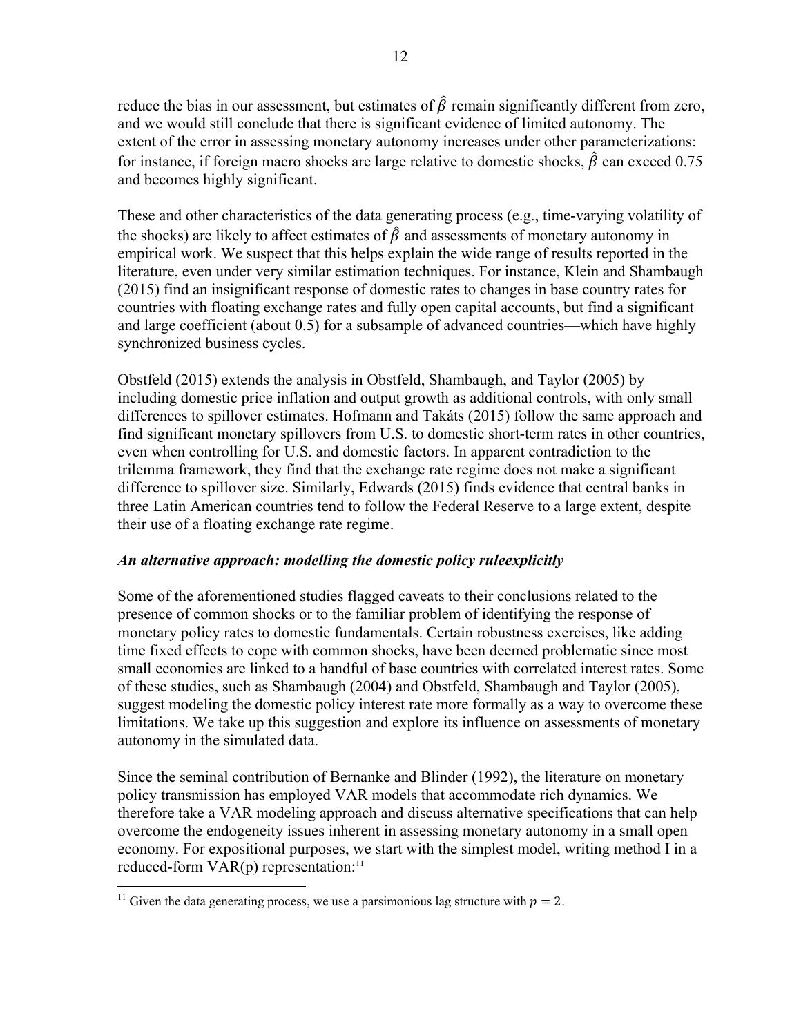reduce the bias in our assessment, but estimates of $\hat{\beta}$ remain significantly different from zero, and we would still conclude that there is significant evidence of limited autonomy. The extent of the error in assessing monetary autonomy increases under other parameterizations: for instance, if foreign macro shocks are large relative to domestic shocks, $\hat{\beta}$ can exceed 0.75 and becomes highly significant.

These and other characteristics of the data generating process (e.g., time-varying volatility of the shocks) are likely to affect estimates of $\hat{\beta}$ and assessments of monetary autonomy in empirical work. We suspect that this helps explain the wide range of results reported in the literature, even under very similar estimation techniques. For instance, Klein and Shambaugh (2015) find an insignificant response of domestic rates to changes in base country rates for countries with floating exchange rates and fully open capital accounts, but find a significant and large coefficient (about 0.5) for a subsample of advanced countries—which have highly synchronized business cycles.

Obstfeld (2015) extends the analysis in Obstfeld, Shambaugh, and Taylor (2005) by including domestic price inflation and output growth as additional controls, with only small differences to spillover estimates. Hofmann and Takáts (2015) follow the same approach and find significant monetary spillovers from U.S. to domestic short-term rates in other countries, even when controlling for U.S. and domestic factors. In apparent contradiction to the trilemma framework, they find that the exchange rate regime does not make a significant difference to spillover size. Similarly, Edwards (2015) finds evidence that central banks in three Latin American countries tend to follow the Federal Reserve to a large extent, despite their use of a floating exchange rate regime.

***An alternative approach: modelling the domestic policy ruleexplicitly***

Some of the aforementioned studies flagged caveats to their conclusions related to the presence of common shocks or to the familiar problem of identifying the response of monetary policy rates to domestic fundamentals. Certain robustness exercises, like adding time fixed effects to cope with common shocks, have been deemed problematic since most small economies are linked to a handful of base countries with correlated interest rates. Some of these studies, such as Shambaugh (2004) and Obstfeld, Shambaugh and Taylor (2005), suggest modeling the domestic policy interest rate more formally as a way to overcome these limitations. We take up this suggestion and explore its influence on assessments of monetary autonomy in the simulated data.

Since the seminal contribution of Bernanke and Blinder (1992), the literature on monetary policy transmission has employed VAR models that accommodate rich dynamics. We therefore take a VAR modeling approach and discuss alternative specifications that can help overcome the endogeneity issues inherent in assessing monetary autonomy in a small open economy. For expositional purposes, we start with the simplest model, writing method I in a reduced-form VAR(p) representation:[11]

[11] Given the data generating process, we use a parsimonious lag structure with $p = 2$.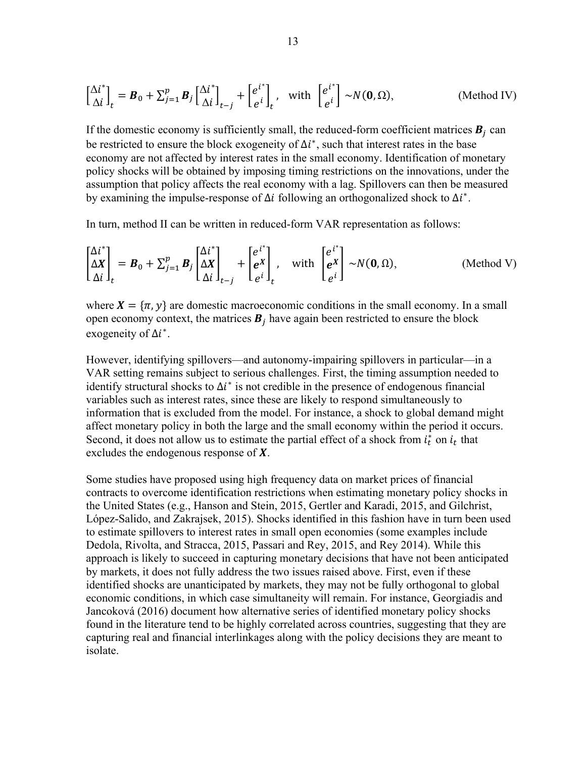$$\begin{bmatrix} \Delta i^* \\ \Delta i \end{bmatrix}_t = \boldsymbol{B}_0 + \sum_{j=1}^{p} \boldsymbol{B}_j \begin{bmatrix} \Delta i^* \\ \Delta i \end{bmatrix}_{t-j} + \begin{bmatrix} e^{i^*} \\ e^{i} \end{bmatrix}_t, \quad \text{with} \begin{bmatrix} e^{i^*} \\ e^{i} \end{bmatrix} \sim N(\boldsymbol{0}, \Omega), \qquad \text{(Method IV)}$$

If the domestic economy is sufficiently small, the reduced-form coefficient matrices $\boldsymbol{B}_j$ can be restricted to ensure the block exogeneity of $\Delta i^*$, such that interest rates in the base economy are not affected by interest rates in the small economy. Identification of monetary policy shocks will be obtained by imposing timing restrictions on the innovations, under the assumption that policy affects the real economy with a lag. Spillovers can then be measured by examining the impulse-response of $\Delta i$ following an orthogonalized shock to $\Delta i^*$.

In turn, method II can be written in reduced-form VAR representation as follows:

$$\begin{bmatrix} \Delta i^* \\ \Delta \boldsymbol{X} \\ \Delta i \end{bmatrix}_t = \boldsymbol{B}_0 + \sum_{j=1}^{p} \boldsymbol{B}_j \begin{bmatrix} \Delta i^* \\ \Delta \boldsymbol{X} \\ \Delta i \end{bmatrix}_{t-j} + \begin{bmatrix} e^{i^*} \\ \boldsymbol{e}^{X} \\ e^{i} \end{bmatrix}_t, \quad \text{with} \begin{bmatrix} e^{i^*} \\ \boldsymbol{e}^{X} \\ e^{i} \end{bmatrix} \sim N(\boldsymbol{0}, \Omega), \qquad \text{(Method V)}$$

where $\boldsymbol{X} = \{\pi, y\}$ are domestic macroeconomic conditions in the small economy. In a small open economy context, the matrices $\boldsymbol{B}_j$ have again been restricted to ensure the block exogeneity of $\Delta i^*$.

However, identifying spillovers—and autonomy-impairing spillovers in particular—in a VAR setting remains subject to serious challenges. First, the timing assumption needed to identify structural shocks to $\Delta i^*$ is not credible in the presence of endogenous financial variables such as interest rates, since these are likely to respond simultaneously to information that is excluded from the model. For instance, a shock to global demand might affect monetary policy in both the large and the small economy within the period it occurs. Second, it does not allow us to estimate the partial effect of a shock from $i_t^*$ on $i_t$ that excludes the endogenous response of $\boldsymbol{X}$.

Some studies have proposed using high frequency data on market prices of financial contracts to overcome identification restrictions when estimating monetary policy shocks in the United States (e.g., Hanson and Stein, 2015, Gertler and Karadi, 2015, and Gilchrist, López-Salido, and Zakrajsek, 2015). Shocks identified in this fashion have in turn been used to estimate spillovers to interest rates in small open economies (some examples include Dedola, Rivolta, and Stracca, 2015, Passari and Rey, 2015, and Rey 2014). While this approach is likely to succeed in capturing monetary decisions that have not been anticipated by markets, it does not fully address the two issues raised above. First, even if these identified shocks are unanticipated by markets, they may not be fully orthogonal to global economic conditions, in which case simultaneity will remain. For instance, Georgiadis and Jancoková (2016) document how alternative series of identified monetary policy shocks found in the literature tend to be highly correlated across countries, suggesting that they are capturing real and financial interlinkages along with the policy decisions they are meant to isolate.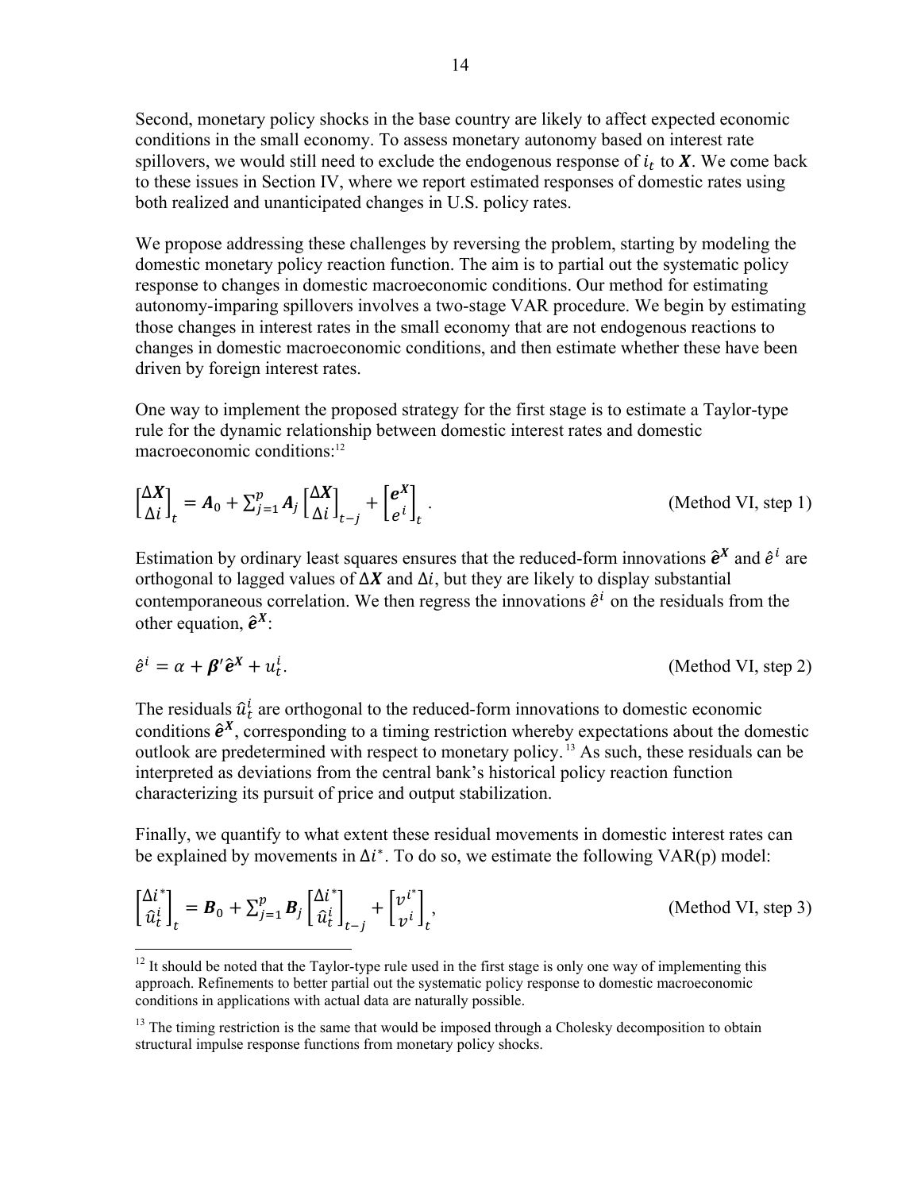Second, monetary policy shocks in the base country are likely to affect expected economic conditions in the small economy. To assess monetary autonomy based on interest rate spillovers, we would still need to exclude the endogenous response of $i_t$ to $\boldsymbol{X}$. We come back to these issues in Section IV, where we report estimated responses of domestic rates using both realized and unanticipated changes in U.S. policy rates.

We propose addressing these challenges by reversing the problem, starting by modeling the domestic monetary policy reaction function. The aim is to partial out the systematic policy response to changes in domestic macroeconomic conditions. Our method for estimating autonomy-imparing spillovers involves a two-stage VAR procedure. We begin by estimating those changes in interest rates in the small economy that are not endogenous reactions to changes in domestic macroeconomic conditions, and then estimate whether these have been driven by foreign interest rates.

One way to implement the proposed strategy for the first stage is to estimate a Taylor-type rule for the dynamic relationship between domestic interest rates and domestic macroeconomic conditions:[12]

$$\begin{bmatrix} \Delta \boldsymbol{X} \\ \Delta i \end{bmatrix}_t = \boldsymbol{A}_0 + \sum_{j=1}^{p} \boldsymbol{A}_j \begin{bmatrix} \Delta \boldsymbol{X} \\ \Delta i \end{bmatrix}_{t-j} + \begin{bmatrix} \boldsymbol{e}^X \\ e^i \end{bmatrix}_t . \qquad \text{(Method VI, step 1)}$$

Estimation by ordinary least squares ensures that the reduced-form innovations $\hat{\boldsymbol{e}}^{\boldsymbol{X}}$ and $\hat{e}^i$ are orthogonal to lagged values of $\Delta \boldsymbol{X}$ and $\Delta i$, but they are likely to display substantial contemporaneous correlation. We then regress the innovations $\hat{e}^i$ on the residuals from the other equation, $\hat{\boldsymbol{e}}^{\boldsymbol{X}}$:

$$\hat{e}^i = \alpha + \boldsymbol{\beta}' \hat{\boldsymbol{e}}^{\boldsymbol{X}} + u_t^i. \qquad \text{(Method VI, step 2)}$$

The residuals $\hat{u}_t^i$ are orthogonal to the reduced-form innovations to domestic economic conditions $\hat{\boldsymbol{e}}^{\boldsymbol{X}}$, corresponding to a timing restriction whereby expectations about the domestic outlook are predetermined with respect to monetary policy.[13] As such, these residuals can be interpreted as deviations from the central bank's historical policy reaction function characterizing its pursuit of price and output stabilization.

Finally, we quantify to what extent these residual movements in domestic interest rates can be explained by movements in $\Delta i^*$. To do so, we estimate the following VAR(p) model:

$$\begin{bmatrix} \Delta i^* \\ \hat{u}_t^i \end{bmatrix}_t = \boldsymbol{B}_0 + \sum_{j=1}^{p} \boldsymbol{B}_j \begin{bmatrix} \Delta i^* \\ \hat{u}_t^i \end{bmatrix}_{t-j} + \begin{bmatrix} v^{i^*} \\ v^i \end{bmatrix}_t , \qquad \text{(Method VI, step 3)}$$

[12] It should be noted that the Taylor-type rule used in the first stage is only one way of implementing this approach. Refinements to better partial out the systematic policy response to domestic macroeconomic conditions in applications with actual data are naturally possible.

[13] The timing restriction is the same that would be imposed through a Cholesky decomposition to obtain structural impulse response functions from monetary policy shocks.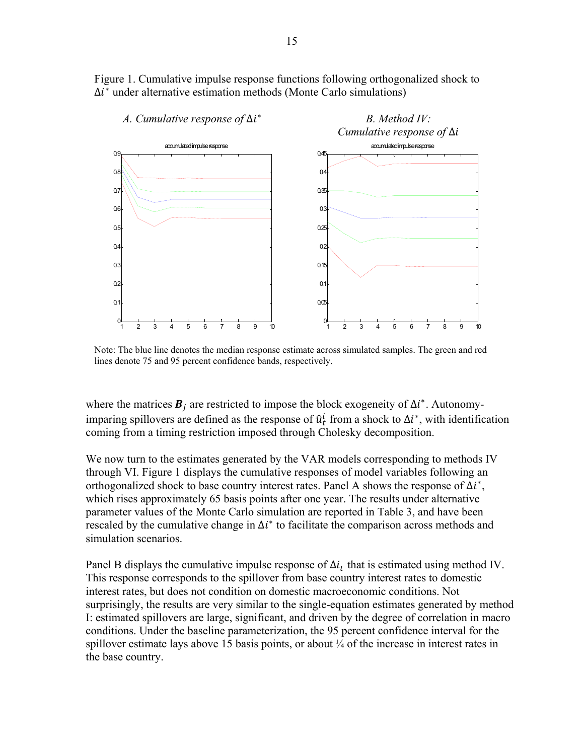Figure 1. Cumulative impulse response functions following orthogonalized shock to $\Delta i^*$ under alternative estimation methods (Monte Carlo simulations)

*A. Cumulative response of $\Delta i^*$*

accumulated impulse response

0.9
0.8
0.7
0.6
0.5
0.4
0.3
0.2
0.1
0
1 2 3 4 5 6 7 8 9 10

*B. Method IV: Cumulative response of $\Delta i$*

accumulated impulse response

0.45
0.4
0.35
0.3
0.25
0.2
0.15
0.1
0.05
0
1 2 3 4 5 6 7 8 9 10

Note: The blue line denotes the median response estimate across simulated samples. The green and red lines denote 75 and 95 percent confidence bands, respectively.

where the matrices $\boldsymbol{B}_j$ are restricted to impose the block exogeneity of $\Delta i^*$. Autonomy-imparing spillovers are defined as the response of $\hat{u}_t^i$ from a shock to $\Delta i^*$, with identification coming from a timing restriction imposed through Cholesky decomposition.

We now turn to the estimates generated by the VAR models corresponding to methods IV through VI. Figure 1 displays the cumulative responses of model variables following an orthogonalized shock to base country interest rates. Panel A shows the response of $\Delta i^*$, which rises approximately 65 basis points after one year. The results under alternative parameter values of the Monte Carlo simulation are reported in Table 3, and have been rescaled by the cumulative change in $\Delta i^*$ to facilitate the comparison across methods and simulation scenarios.

Panel B displays the cumulative impulse response of $\Delta i_t$ that is estimated using method IV. This response corresponds to the spillover from base country interest rates to domestic interest rates, but does not condition on domestic macroeconomic conditions. Not surprisingly, the results are very similar to the single-equation estimates generated by method I: estimated spillovers are large, significant, and driven by the degree of correlation in macro conditions. Under the baseline parameterization, the 95 percent confidence interval for the spillover estimate lays above 15 basis points, or about ¼ of the increase in interest rates in the base country.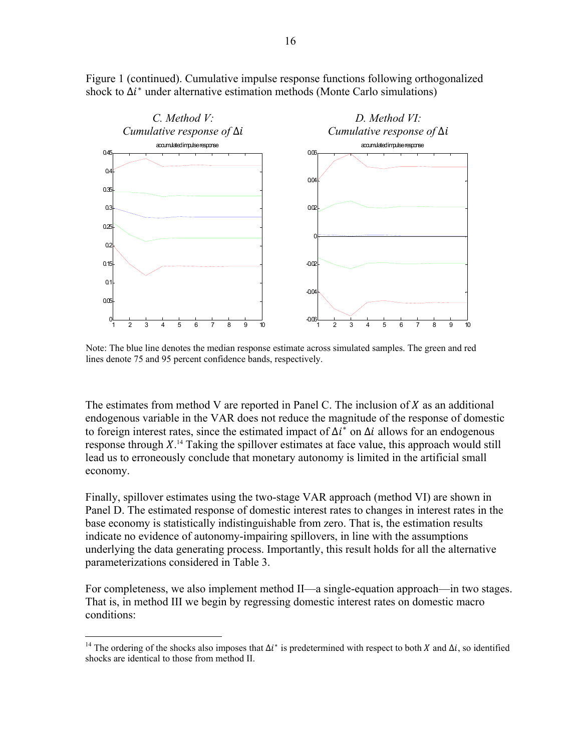Figure 1 (continued). Cumulative impulse response functions following orthogonalized shock to $\Delta i^*$ under alternative estimation methods (Monte Carlo simulations)

*C. Method V: Cumulative response of $\Delta i$*

accumulated impulse response

0.45
0.4
0.35
0.3
0.25
0.2
0.15
0.1
0.05
0

1 2 3 4 5 6 7 8 9 10

*D. Method VI: Cumulative response of $\Delta i$*

accumulated impulse response

0.06
0.04
0.02
0
-0.02
-0.04
-0.06

1 2 3 4 5 6 7 8 9 10

Note: The blue line denotes the median response estimate across simulated samples. The green and red lines denote 75 and 95 percent confidence bands, respectively.

The estimates from method V are reported in Panel C. The inclusion of $X$ as an additional endogenous variable in the VAR does not reduce the magnitude of the response of domestic to foreign interest rates, since the estimated impact of $\Delta i^*$ on $\Delta i$ allows for an endogenous response through $X$.[14] Taking the spillover estimates at face value, this approach would still lead us to erroneously conclude that monetary autonomy is limited in the artificial small economy.

Finally, spillover estimates using the two-stage VAR approach (method VI) are shown in Panel D. The estimated response of domestic interest rates to changes in interest rates in the base economy is statistically indistinguishable from zero. That is, the estimation results indicate no evidence of autonomy-impairing spillovers, in line with the assumptions underlying the data generating process. Importantly, this result holds for all the alternative parameterizations considered in Table 3.

For completeness, we also implement method II—a single-equation approach—in two stages. That is, in method III we begin by regressing domestic interest rates on domestic macro conditions:

[14] The ordering of the shocks also imposes that $\Delta i^*$ is predetermined with respect to both $X$ and $\Delta i$, so identified shocks are identical to those from method II.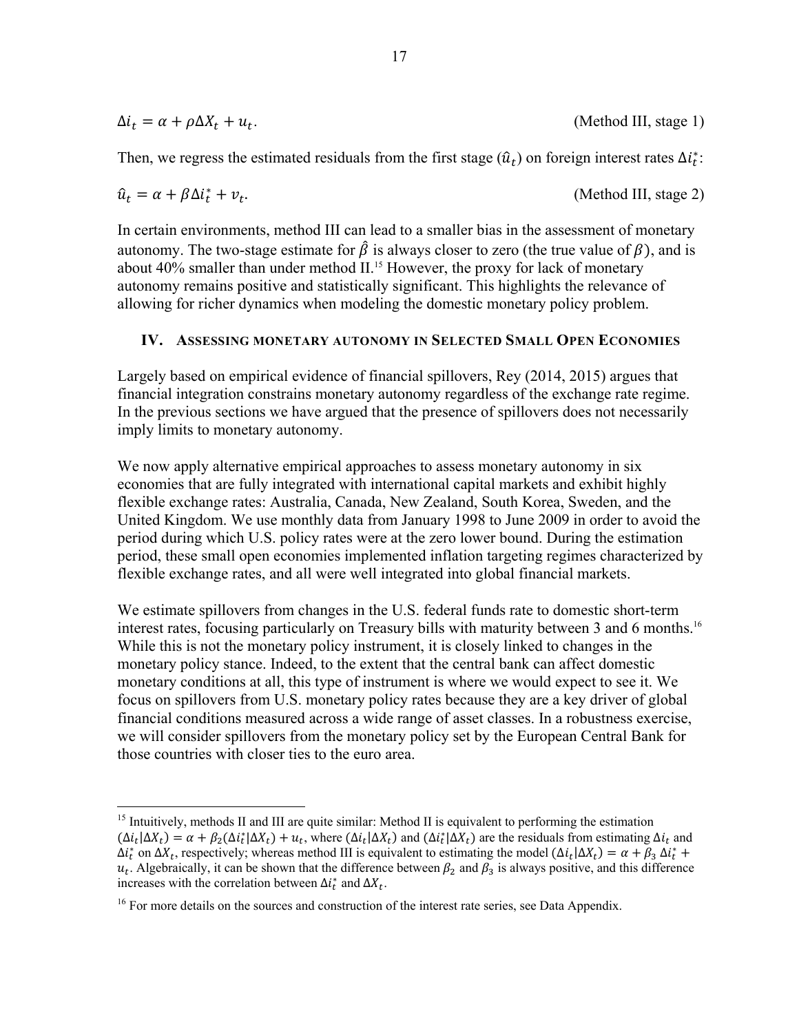$$\Delta i_t = \alpha + \rho \Delta X_t + u_t. \qquad \text{(Method III, stage 1)}$$

Then, we regress the estimated residuals from the first stage ($\hat{u}_t$) on foreign interest rates $\Delta i_t^*$:

$$\hat{u}_t = \alpha + \beta \Delta i_t^* + v_t. \qquad \text{(Method III, stage 2)}$$

In certain environments, method III can lead to a smaller bias in the assessment of monetary autonomy. The two-stage estimate for $\hat{\beta}$ is always closer to zero (the true value of $\beta$), and is about 40% smaller than under method II.[15] However, the proxy for lack of monetary autonomy remains positive and statistically significant. This highlights the relevance of allowing for richer dynamics when modeling the domestic monetary policy problem.

## IV. Assessing monetary autonomy in Selected Small Open Economies

Largely based on empirical evidence of financial spillovers, Rey (2014, 2015) argues that financial integration constrains monetary autonomy regardless of the exchange rate regime. In the previous sections we have argued that the presence of spillovers does not necessarily imply limits to monetary autonomy.

We now apply alternative empirical approaches to assess monetary autonomy in six economies that are fully integrated with international capital markets and exhibit highly flexible exchange rates: Australia, Canada, New Zealand, South Korea, Sweden, and the United Kingdom. We use monthly data from January 1998 to June 2009 in order to avoid the period during which U.S. policy rates were at the zero lower bound. During the estimation period, these small open economies implemented inflation targeting regimes characterized by flexible exchange rates, and all were well integrated into global financial markets.

We estimate spillovers from changes in the U.S. federal funds rate to domestic short-term interest rates, focusing particularly on Treasury bills with maturity between 3 and 6 months.[16] While this is not the monetary policy instrument, it is closely linked to changes in the monetary policy stance. Indeed, to the extent that the central bank can affect domestic monetary conditions at all, this type of instrument is where we would expect to see it. We focus on spillovers from U.S. monetary policy rates because they are a key driver of global financial conditions measured across a wide range of asset classes. In a robustness exercise, we will consider spillovers from the monetary policy set by the European Central Bank for those countries with closer ties to the euro area.

---

[15] Intuitively, methods II and III are quite similar: Method II is equivalent to performing the estimation $(\Delta i_t | \Delta X_t) = \alpha + \beta_2 (\Delta i_t^* | \Delta X_t) + u_t$, where $(\Delta i_t | \Delta X_t)$ and $(\Delta i_t^* | \Delta X_t)$ are the residuals from estimating $\Delta i_t$ and $\Delta i_t^*$ on $\Delta X_t$, respectively; whereas method III is equivalent to estimating the model $(\Delta i_t | \Delta X_t) = \alpha + \beta_3 \Delta i_t^* + u_t$. Algebraically, it can be shown that the difference between $\beta_2$ and $\beta_3$ is always positive, and this difference increases with the correlation between $\Delta i_t^*$ and $\Delta X_t$.

[16] For more details on the sources and construction of the interest rate series, see Data Appendix.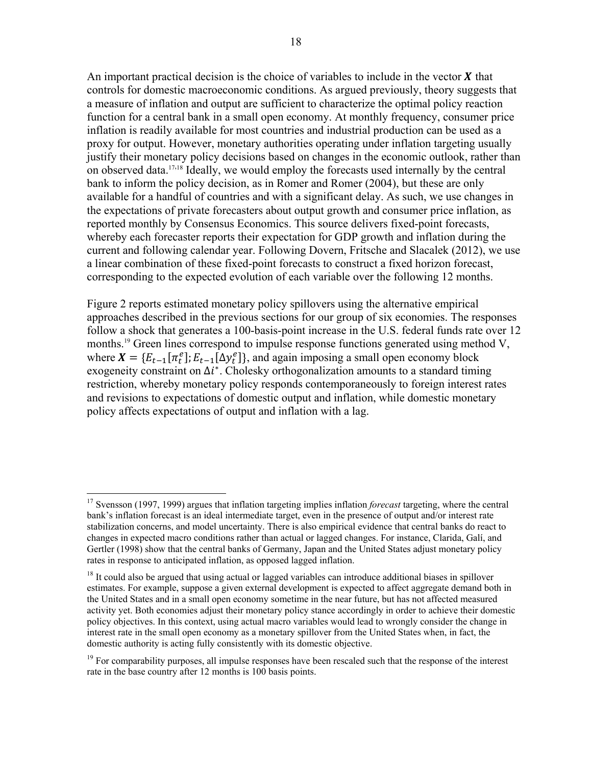An important practical decision is the choice of variables to include in the vector $\boldsymbol{X}$ that controls for domestic macroeconomic conditions. As argued previously, theory suggests that a measure of inflation and output are sufficient to characterize the optimal policy reaction function for a central bank in a small open economy. At monthly frequency, consumer price inflation is readily available for most countries and industrial production can be used as a proxy for output. However, monetary authorities operating under inflation targeting usually justify their monetary policy decisions based on changes in the economic outlook, rather than on observed data.[17,18] Ideally, we would employ the forecasts used internally by the central bank to inform the policy decision, as in Romer and Romer (2004), but these are only available for a handful of countries and with a significant delay. As such, we use changes in the expectations of private forecasters about output growth and consumer price inflation, as reported monthly by Consensus Economics. This source delivers fixed-point forecasts, whereby each forecaster reports their expectation for GDP growth and inflation during the current and following calendar year. Following Dovern, Fritsche and Slacalek (2012), we use a linear combination of these fixed-point forecasts to construct a fixed horizon forecast, corresponding to the expected evolution of each variable over the following 12 months.

Figure 2 reports estimated monetary policy spillovers using the alternative empirical approaches described in the previous sections for our group of six economies. The responses follow a shock that generates a 100-basis-point increase in the U.S. federal funds rate over 12 months.[19] Green lines correspond to impulse response functions generated using method V, where $\boldsymbol{X} = \{E_{t-1}[\pi_t^e]; E_{t-1}[\Delta y_t^e]\}$, and again imposing a small open economy block exogeneity constraint on $\Delta i^*$. Cholesky orthogonalization amounts to a standard timing restriction, whereby monetary policy responds contemporaneously to foreign interest rates and revisions to expectations of domestic output and inflation, while domestic monetary policy affects expectations of output and inflation with a lag.

---

[17] Svensson (1997, 1999) argues that inflation targeting implies inflation *forecast* targeting, where the central bank's inflation forecast is an ideal intermediate target, even in the presence of output and/or interest rate stabilization concerns, and model uncertainty. There is also empirical evidence that central banks do react to changes in expected macro conditions rather than actual or lagged changes. For instance, Clarida, Galí, and Gertler (1998) show that the central banks of Germany, Japan and the United States adjust monetary policy rates in response to anticipated inflation, as opposed lagged inflation.

[18] It could also be argued that using actual or lagged variables can introduce additional biases in spillover estimates. For example, suppose a given external development is expected to affect aggregate demand both in the United States and in a small open economy sometime in the near future, but has not affected measured activity yet. Both economies adjust their monetary policy stance accordingly in order to achieve their domestic policy objectives. In this context, using actual macro variables would lead to wrongly consider the change in interest rate in the small open economy as a monetary spillover from the United States when, in fact, the domestic authority is acting fully consistently with its domestic objective.

[19] For comparability purposes, all impulse responses have been rescaled such that the response of the interest rate in the base country after 12 months is 100 basis points.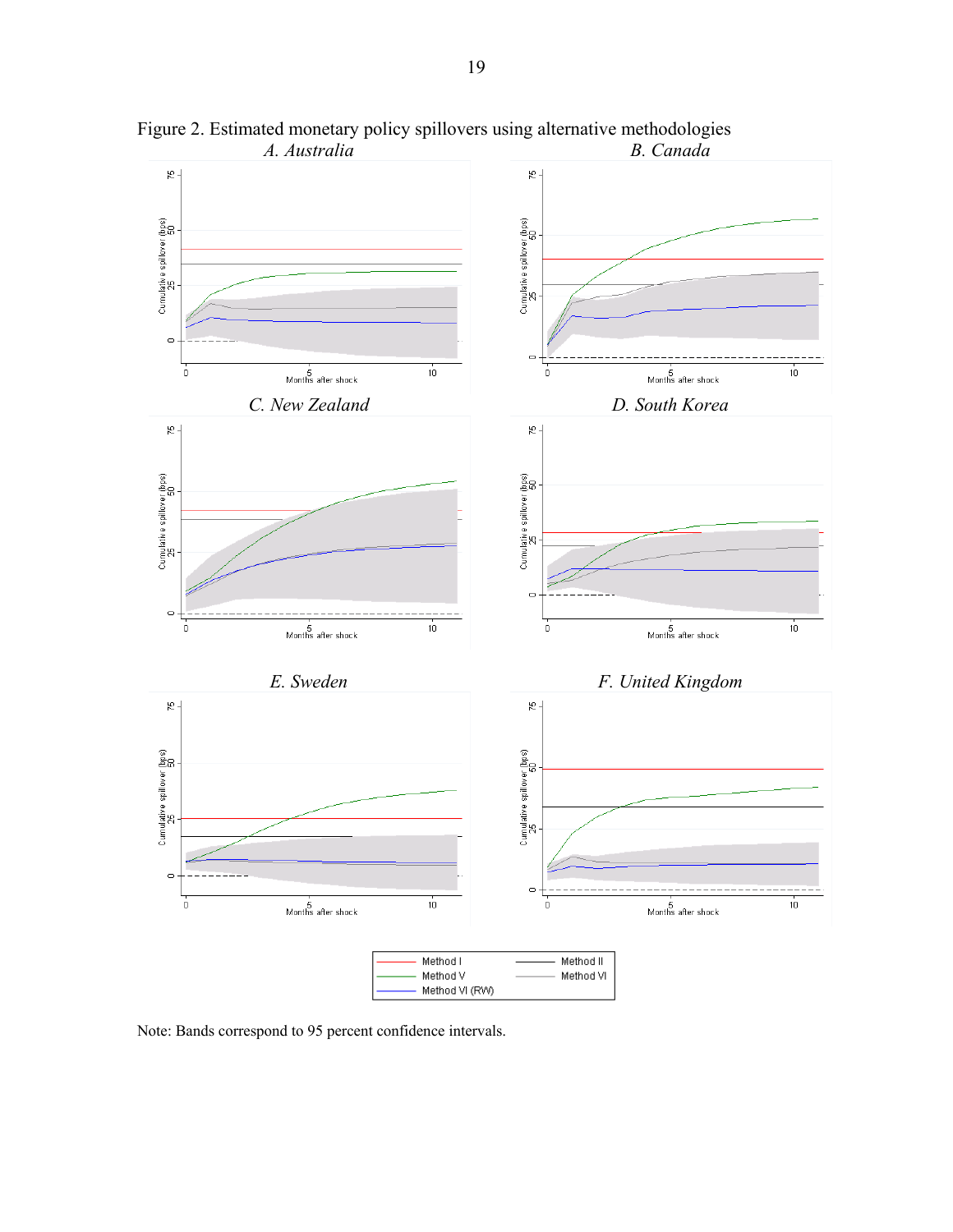Figure 2. Estimated monetary policy spillovers using alternative methodologies

*A. Australia*

75
50
25
0
Cumulative spillover (bps)
0
5
10
Months after shock

*B. Canada*

75
50
25
0
Cumulative spillover (bps)
0
5
10
Months after shock

*C. New Zealand*

75
50
25
0
Cumulative spillover (bps)
0
5
10
Months after shock

*D. South Korea*

75
50
25
0
Cumulative spillover (bps)
0
5
10
Months after shock

*E. Sweden*

75
50
25
0
Cumulative spillover (bps)
0
5
10
Months after shock

*F. United Kingdom*

75
50
25
0
Cumulative spillover (bps)
0
5
10
Months after shock

Method I
Method II
Method V
Method VI
Method VI (RW)

Note: Bands correspond to 95 percent confidence intervals.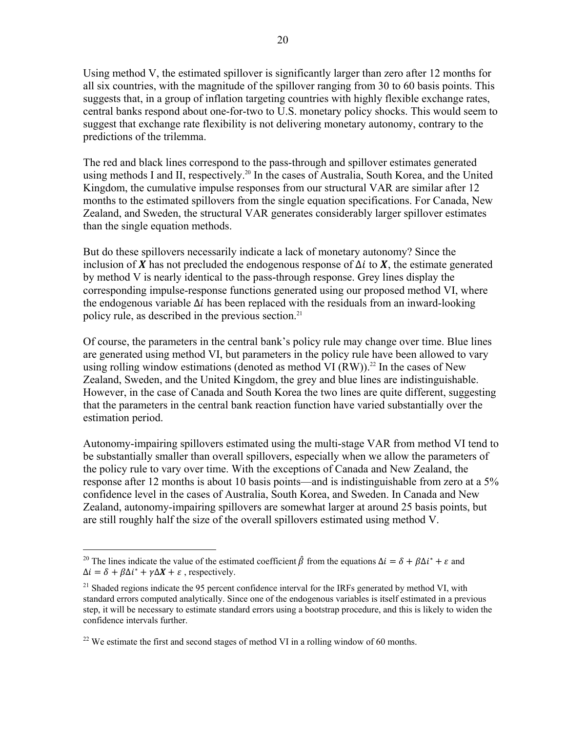Using method V, the estimated spillover is significantly larger than zero after 12 months for all six countries, with the magnitude of the spillover ranging from 30 to 60 basis points. This suggests that, in a group of inflation targeting countries with highly flexible exchange rates, central banks respond about one-for-two to U.S. monetary policy shocks. This would seem to suggest that exchange rate flexibility is not delivering monetary autonomy, contrary to the predictions of the trilemma.

The red and black lines correspond to the pass-through and spillover estimates generated using methods I and II, respectively.[20] In the cases of Australia, South Korea, and the United Kingdom, the cumulative impulse responses from our structural VAR are similar after 12 months to the estimated spillovers from the single equation specifications. For Canada, New Zealand, and Sweden, the structural VAR generates considerably larger spillover estimates than the single equation methods.

But do these spillovers necessarily indicate a lack of monetary autonomy? Since the inclusion of $\boldsymbol{X}$ has not precluded the endogenous response of $\Delta i$ to $\boldsymbol{X}$, the estimate generated by method V is nearly identical to the pass-through response. Grey lines display the corresponding impulse-response functions generated using our proposed method VI, where the endogenous variable $\Delta i$ has been replaced with the residuals from an inward-looking policy rule, as described in the previous section.[21]

Of course, the parameters in the central bank's policy rule may change over time. Blue lines are generated using method VI, but parameters in the policy rule have been allowed to vary using rolling window estimations (denoted as method VI (RW)).[22] In the cases of New Zealand, Sweden, and the United Kingdom, the grey and blue lines are indistinguishable. However, in the case of Canada and South Korea the two lines are quite different, suggesting that the parameters in the central bank reaction function have varied substantially over the estimation period.

Autonomy-impairing spillovers estimated using the multi-stage VAR from method VI tend to be substantially smaller than overall spillovers, especially when we allow the parameters of the policy rule to vary over time. With the exceptions of Canada and New Zealand, the response after 12 months is about 10 basis points—and is indistinguishable from zero at a 5% confidence level in the cases of Australia, South Korea, and Sweden. In Canada and New Zealand, autonomy-impairing spillovers are somewhat larger at around 25 basis points, but are still roughly half the size of the overall spillovers estimated using method V.

---

[20] The lines indicate the value of the estimated coefficient $\hat{\beta}$ from the equations $\Delta i = \delta + \beta \Delta i^{*} + \varepsilon$ and $\Delta i = \delta + \beta \Delta i^{*} + \gamma \Delta \boldsymbol{X} + \varepsilon$ , respectively.

[21] Shaded regions indicate the 95 percent confidence interval for the IRFs generated by method VI, with standard errors computed analytically. Since one of the endogenous variables is itself estimated in a previous step, it will be necessary to estimate standard errors using a bootstrap procedure, and this is likely to widen the confidence intervals further.

[22] We estimate the first and second stages of method VI in a rolling window of 60 months.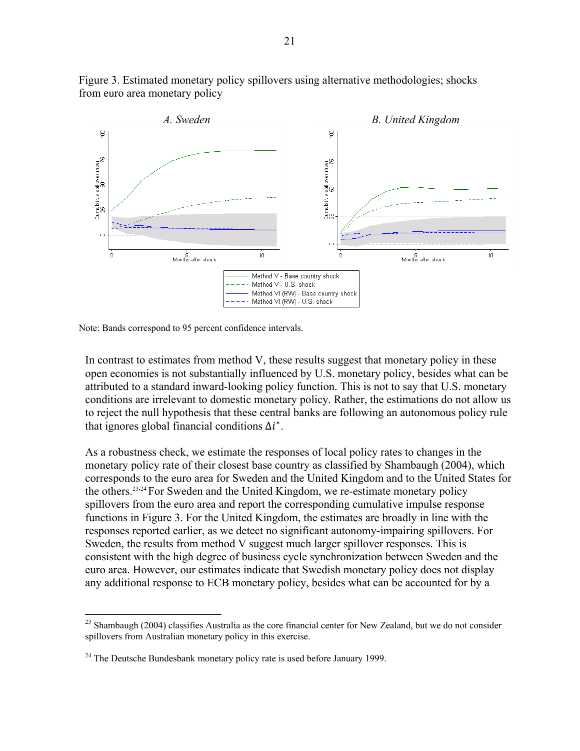Figure 3. Estimated monetary policy spillovers using alternative methodologies; shocks from euro area monetary policy

*A. Sweden*

*B. United Kingdom*

Cumulative spillover (bps)

0
25
50
75
100

0
5
10
Months after shock

Method V - Base country shock
Method V - U.S. shock
Method VI (RW) - Base country shock
Method VI (RW) - U.S. shock

Note: Bands correspond to 95 percent confidence intervals.

In contrast to estimates from method V, these results suggest that monetary policy in these open economies is not substantially influenced by U.S. monetary policy, besides what can be attributed to a standard inward-looking policy function. This is not to say that U.S. monetary conditions are irrelevant to domestic monetary policy. Rather, the estimations do not allow us to reject the null hypothesis that these central banks are following an autonomous policy rule that ignores global financial conditions $\Delta i^*$.

As a robustness check, we estimate the responses of local policy rates to changes in the monetary policy rate of their closest base country as classified by Shambaugh (2004), which corresponds to the euro area for Sweden and the United Kingdom and to the United States for the others.[23,24] For Sweden and the United Kingdom, we re-estimate monetary policy spillovers from the euro area and report the corresponding cumulative impulse response functions in Figure 3. For the United Kingdom, the estimates are broadly in line with the responses reported earlier, as we detect no significant autonomy-impairing spillovers. For Sweden, the results from method V suggest much larger spillover responses. This is consistent with the high degree of business cycle synchronization between Sweden and the euro area. However, our estimates indicate that Swedish monetary policy does not display any additional response to ECB monetary policy, besides what can be accounted for by a

---

[23] Shambaugh (2004) classifies Australia as the core financial center for New Zealand, but we do not consider spillovers from Australian monetary policy in this exercise.

[24] The Deutsche Bundesbank monetary policy rate is used before January 1999.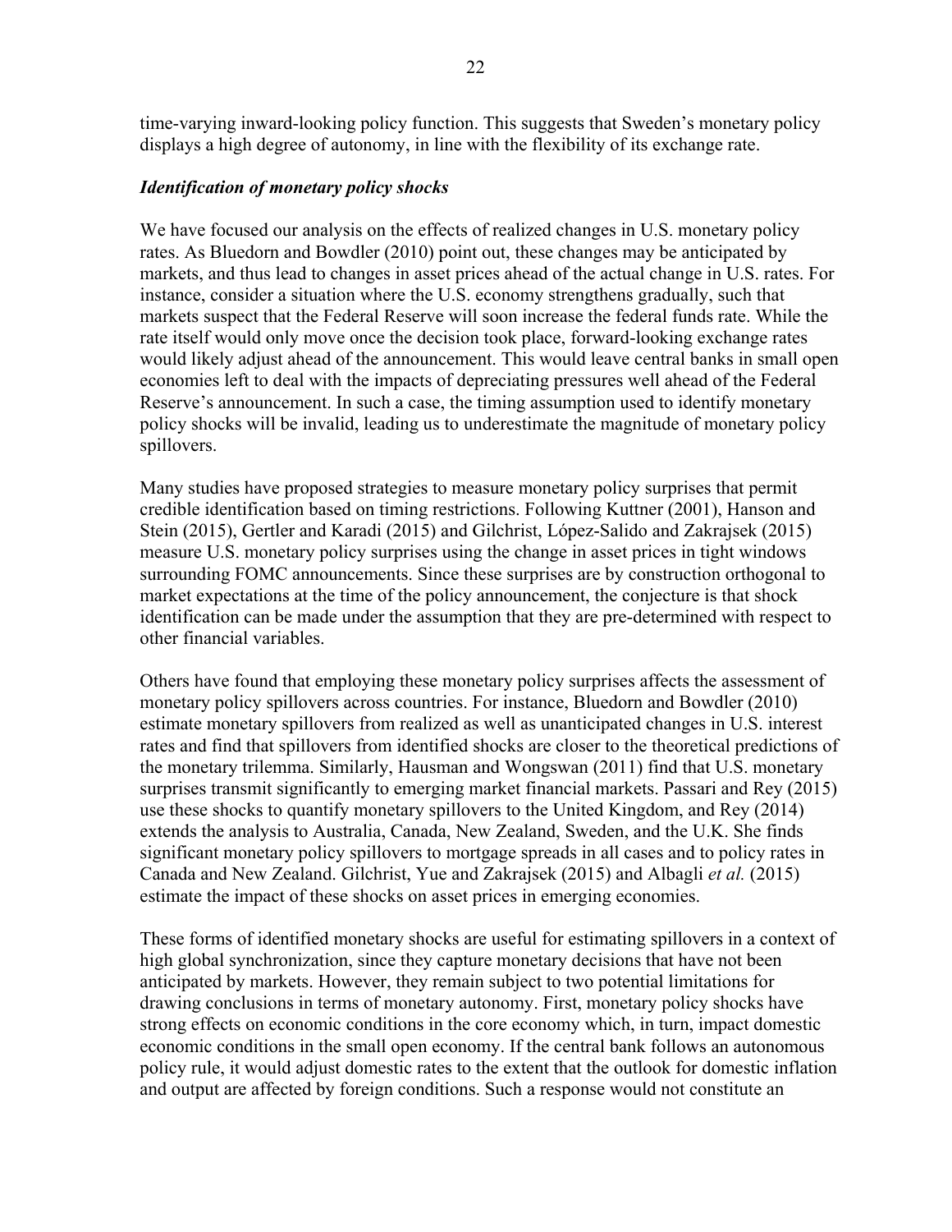time-varying inward-looking policy function. This suggests that Sweden's monetary policy displays a high degree of autonomy, in line with the flexibility of its exchange rate.

### *Identification of monetary policy shocks*

We have focused our analysis on the effects of realized changes in U.S. monetary policy rates. As Bluedorn and Bowdler (2010) point out, these changes may be anticipated by markets, and thus lead to changes in asset prices ahead of the actual change in U.S. rates. For instance, consider a situation where the U.S. economy strengthens gradually, such that markets suspect that the Federal Reserve will soon increase the federal funds rate. While the rate itself would only move once the decision took place, forward-looking exchange rates would likely adjust ahead of the announcement. This would leave central banks in small open economies left to deal with the impacts of depreciating pressures well ahead of the Federal Reserve's announcement. In such a case, the timing assumption used to identify monetary policy shocks will be invalid, leading us to underestimate the magnitude of monetary policy spillovers.

Many studies have proposed strategies to measure monetary policy surprises that permit credible identification based on timing restrictions. Following Kuttner (2001), Hanson and Stein (2015), Gertler and Karadi (2015) and Gilchrist, López-Salido and Zakrajsek (2015) measure U.S. monetary policy surprises using the change in asset prices in tight windows surrounding FOMC announcements. Since these surprises are by construction orthogonal to market expectations at the time of the policy announcement, the conjecture is that shock identification can be made under the assumption that they are pre-determined with respect to other financial variables.

Others have found that employing these monetary policy surprises affects the assessment of monetary policy spillovers across countries. For instance, Bluedorn and Bowdler (2010) estimate monetary spillovers from realized as well as unanticipated changes in U.S. interest rates and find that spillovers from identified shocks are closer to the theoretical predictions of the monetary trilemma. Similarly, Hausman and Wongswan (2011) find that U.S. monetary surprises transmit significantly to emerging market financial markets. Passari and Rey (2015) use these shocks to quantify monetary spillovers to the United Kingdom, and Rey (2014) extends the analysis to Australia, Canada, New Zealand, Sweden, and the U.K. She finds significant monetary policy spillovers to mortgage spreads in all cases and to policy rates in Canada and New Zealand. Gilchrist, Yue and Zakrajsek (2015) and Albagli *et al.* (2015) estimate the impact of these shocks on asset prices in emerging economies.

These forms of identified monetary shocks are useful for estimating spillovers in a context of high global synchronization, since they capture monetary decisions that have not been anticipated by markets. However, they remain subject to two potential limitations for drawing conclusions in terms of monetary autonomy. First, monetary policy shocks have strong effects on economic conditions in the core economy which, in turn, impact domestic economic conditions in the small open economy. If the central bank follows an autonomous policy rule, it would adjust domestic rates to the extent that the outlook for domestic inflation and output are affected by foreign conditions. Such a response would not constitute an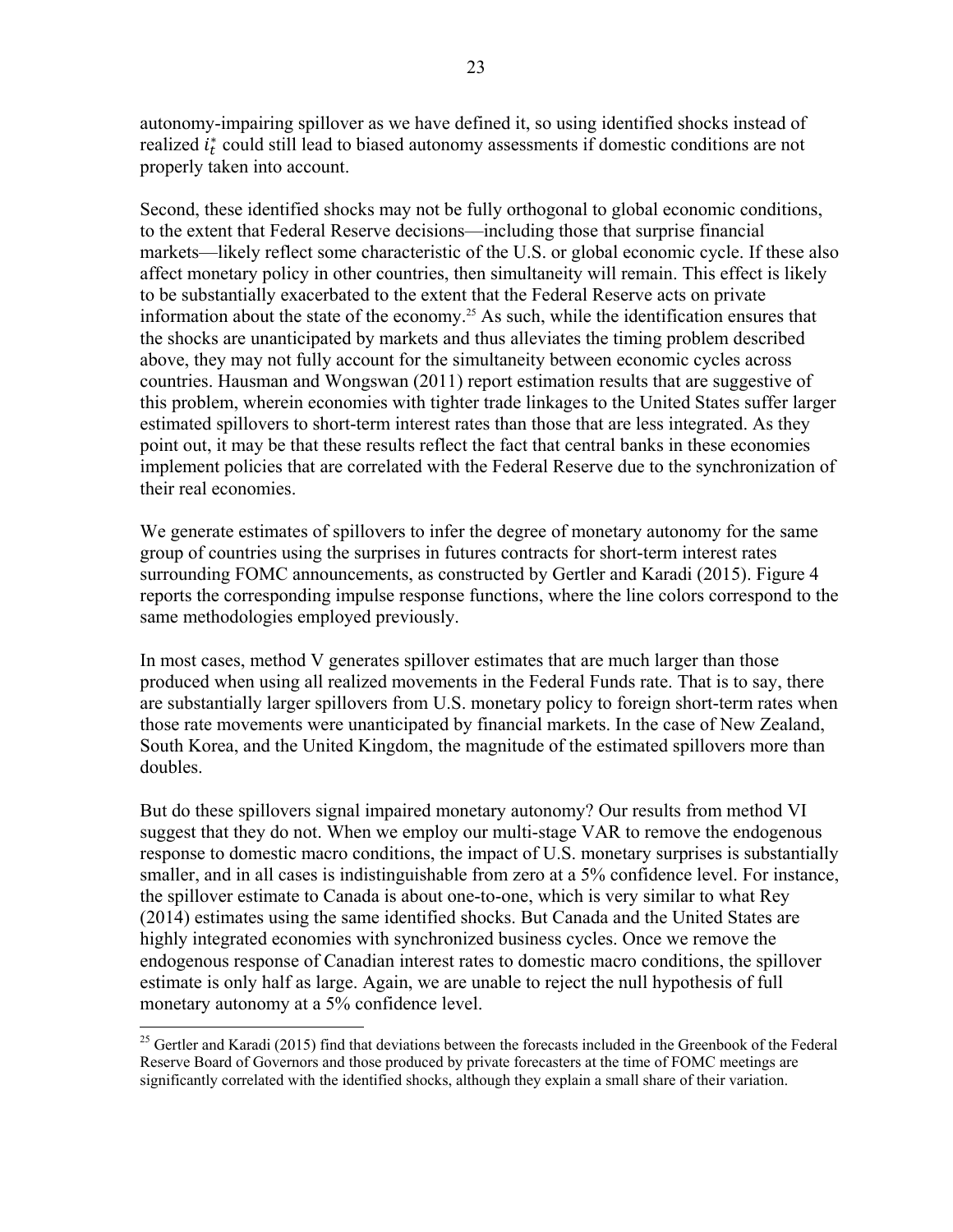autonomy-impairing spillover as we have defined it, so using identified shocks instead of realized $i_t^*$ could still lead to biased autonomy assessments if domestic conditions are not properly taken into account.

Second, these identified shocks may not be fully orthogonal to global economic conditions, to the extent that Federal Reserve decisions—including those that surprise financial markets—likely reflect some characteristic of the U.S. or global economic cycle. If these also affect monetary policy in other countries, then simultaneity will remain. This effect is likely to be substantially exacerbated to the extent that the Federal Reserve acts on private information about the state of the economy.[25] As such, while the identification ensures that the shocks are unanticipated by markets and thus alleviates the timing problem described above, they may not fully account for the simultaneity between economic cycles across countries. Hausman and Wongswan (2011) report estimation results that are suggestive of this problem, wherein economies with tighter trade linkages to the United States suffer larger estimated spillovers to short-term interest rates than those that are less integrated. As they point out, it may be that these results reflect the fact that central banks in these economies implement policies that are correlated with the Federal Reserve due to the synchronization of their real economies.

We generate estimates of spillovers to infer the degree of monetary autonomy for the same group of countries using the surprises in futures contracts for short-term interest rates surrounding FOMC announcements, as constructed by Gertler and Karadi (2015). Figure 4 reports the corresponding impulse response functions, where the line colors correspond to the same methodologies employed previously.

In most cases, method V generates spillover estimates that are much larger than those produced when using all realized movements in the Federal Funds rate. That is to say, there are substantially larger spillovers from U.S. monetary policy to foreign short-term rates when those rate movements were unanticipated by financial markets. In the case of New Zealand, South Korea, and the United Kingdom, the magnitude of the estimated spillovers more than doubles.

But do these spillovers signal impaired monetary autonomy? Our results from method VI suggest that they do not. When we employ our multi-stage VAR to remove the endogenous response to domestic macro conditions, the impact of U.S. monetary surprises is substantially smaller, and in all cases is indistinguishable from zero at a 5% confidence level. For instance, the spillover estimate to Canada is about one-to-one, which is very similar to what Rey (2014) estimates using the same identified shocks. But Canada and the United States are highly integrated economies with synchronized business cycles. Once we remove the endogenous response of Canadian interest rates to domestic macro conditions, the spillover estimate is only half as large. Again, we are unable to reject the null hypothesis of full monetary autonomy at a 5% confidence level.

[25] Gertler and Karadi (2015) find that deviations between the forecasts included in the Greenbook of the Federal Reserve Board of Governors and those produced by private forecasters at the time of FOMC meetings are significantly correlated with the identified shocks, although they explain a small share of their variation.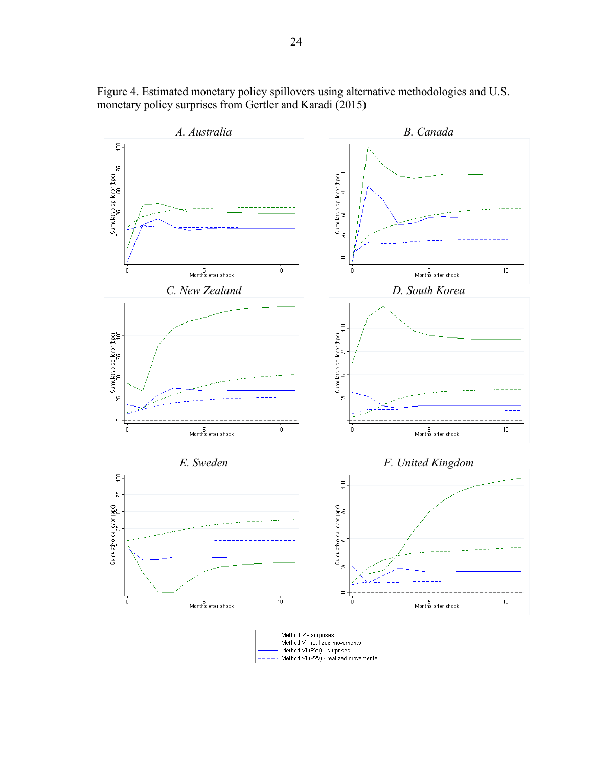Figure 4. Estimated monetary policy spillovers using alternative methodologies and U.S. monetary policy surprises from Gertler and Karadi (2015)

*A. Australia*

Cumulative spillover (bps)

100
75
50
25
0

0
5
10

Months after shock

*B. Canada*

Cumulative spillover (bps)

100
75
50
25
0

0
5
10

Months after shock

*C. New Zealand*

Cumulative spillover (bps)

100
75
50
25
0

0
5
10

Months after shock

*D. South Korea*

Cumulative spillover (bps)

100
75
50
25
0

0
5
10

Months after shock

*E. Sweden*

Cumulative spillover (bps)

100
75
50
25
0

0
5
10

Months after shock

*F. United Kingdom*

Cumulative spillover (bps)

100
75
50
25
0

0
5
10

Months after shock

Method V - surprises
Method V - realized movements
Method VI (RW) - surprises
Method VI (RW) - realized movements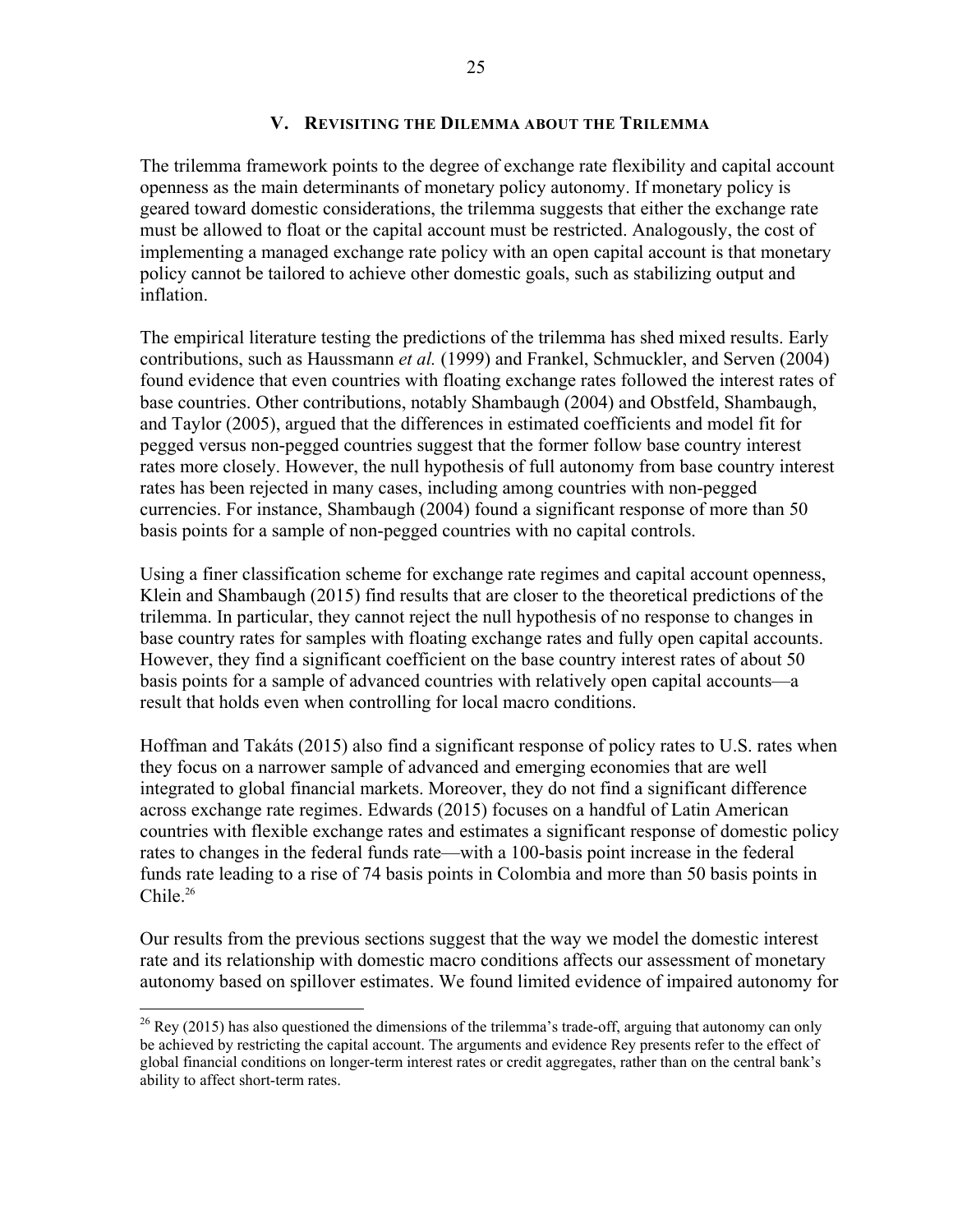## V. REVISITING THE DILEMMA ABOUT THE TRILEMMA

The trilemma framework points to the degree of exchange rate flexibility and capital account openness as the main determinants of monetary policy autonomy. If monetary policy is geared toward domestic considerations, the trilemma suggests that either the exchange rate must be allowed to float or the capital account must be restricted. Analogously, the cost of implementing a managed exchange rate policy with an open capital account is that monetary policy cannot be tailored to achieve other domestic goals, such as stabilizing output and inflation.

The empirical literature testing the predictions of the trilemma has shed mixed results. Early contributions, such as Haussmann *et al.* (1999) and Frankel, Schmuckler, and Serven (2004) found evidence that even countries with floating exchange rates followed the interest rates of base countries. Other contributions, notably Shambaugh (2004) and Obstfeld, Shambaugh, and Taylor (2005), argued that the differences in estimated coefficients and model fit for pegged versus non-pegged countries suggest that the former follow base country interest rates more closely. However, the null hypothesis of full autonomy from base country interest rates has been rejected in many cases, including among countries with non-pegged currencies. For instance, Shambaugh (2004) found a significant response of more than 50 basis points for a sample of non-pegged countries with no capital controls.

Using a finer classification scheme for exchange rate regimes and capital account openness, Klein and Shambaugh (2015) find results that are closer to the theoretical predictions of the trilemma. In particular, they cannot reject the null hypothesis of no response to changes in base country rates for samples with floating exchange rates and fully open capital accounts. However, they find a significant coefficient on the base country interest rates of about 50 basis points for a sample of advanced countries with relatively open capital accounts—a result that holds even when controlling for local macro conditions.

Hoffman and Takáts (2015) also find a significant response of policy rates to U.S. rates when they focus on a narrower sample of advanced and emerging economies that are well integrated to global financial markets. Moreover, they do not find a significant difference across exchange rate regimes. Edwards (2015) focuses on a handful of Latin American countries with flexible exchange rates and estimates a significant response of domestic policy rates to changes in the federal funds rate—with a 100-basis point increase in the federal funds rate leading to a rise of 74 basis points in Colombia and more than 50 basis points in Chile.[26]

Our results from the previous sections suggest that the way we model the domestic interest rate and its relationship with domestic macro conditions affects our assessment of monetary autonomy based on spillover estimates. We found limited evidence of impaired autonomy for

[26] Rey (2015) has also questioned the dimensions of the trilemma's trade-off, arguing that autonomy can only be achieved by restricting the capital account. The arguments and evidence Rey presents refer to the effect of global financial conditions on longer-term interest rates or credit aggregates, rather than on the central bank's ability to affect short-term rates.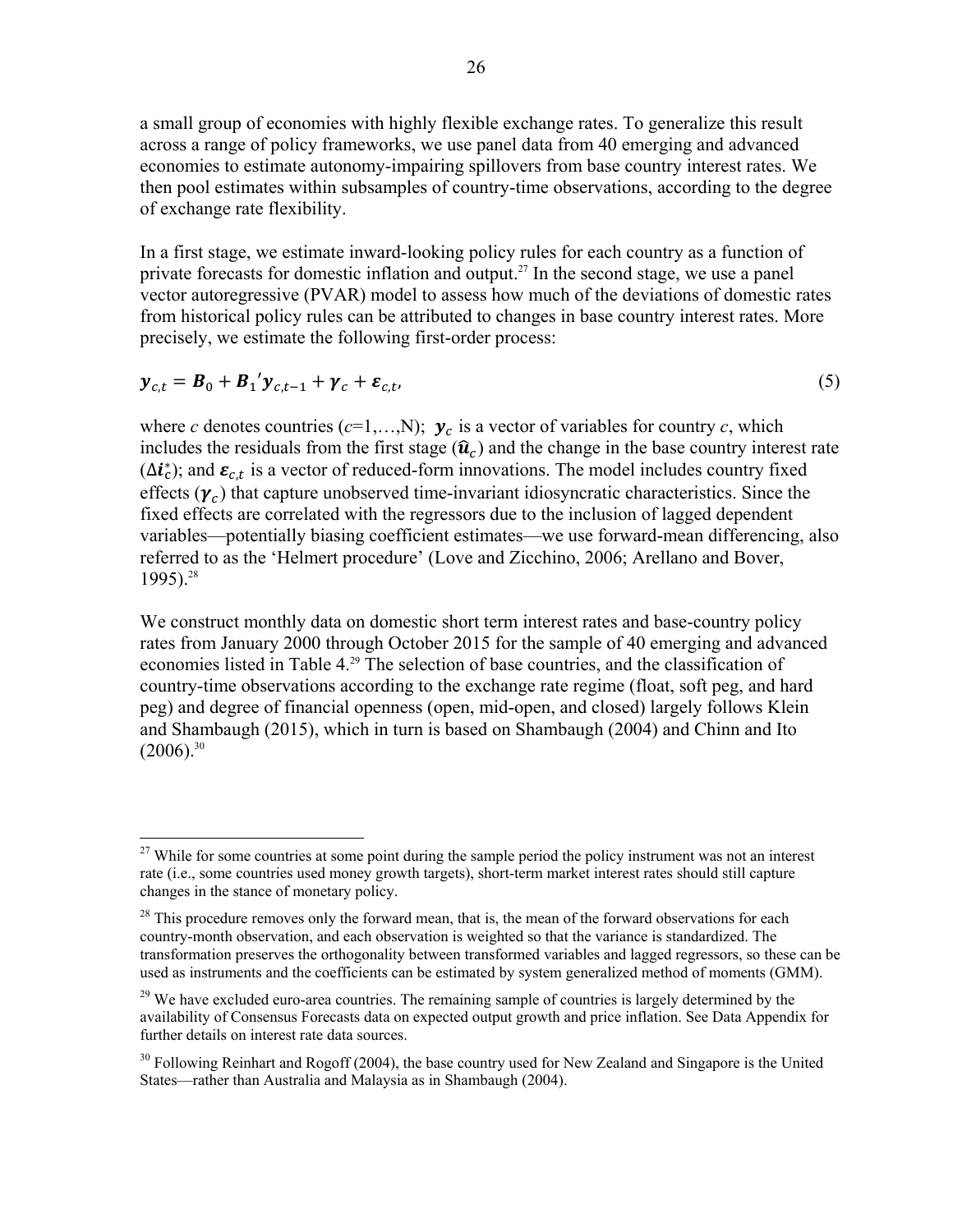a small group of economies with highly flexible exchange rates. To generalize this result across a range of policy frameworks, we use panel data from 40 emerging and advanced economies to estimate autonomy-impairing spillovers from base country interest rates. We then pool estimates within subsamples of country-time observations, according to the degree of exchange rate flexibility.

In a first stage, we estimate inward-looking policy rules for each country as a function of private forecasts for domestic inflation and output.[27] In the second stage, we use a panel vector autoregressive (PVAR) model to assess how much of the deviations of domestic rates from historical policy rules can be attributed to changes in base country interest rates. More precisely, we estimate the following first-order process:

$$\boldsymbol{y}_{c,t} = \boldsymbol{B}_0 + \boldsymbol{B}_1{}'\boldsymbol{y}_{c,t-1} + \boldsymbol{\gamma}_c + \boldsymbol{\varepsilon}_{c,t}, \tag{5}$$

where $c$ denotes countries ($c$=1,…,N); $\boldsymbol{y}_c$ is a vector of variables for country $c$, which includes the residuals from the first stage ($\widehat{\boldsymbol{u}}_c$) and the change in the base country interest rate ($\Delta \boldsymbol{i}_c^*$); and $\boldsymbol{\varepsilon}_{c,t}$ is a vector of reduced-form innovations. The model includes country fixed effects ($\boldsymbol{\gamma}_c$) that capture unobserved time-invariant idiosyncratic characteristics. Since the fixed effects are correlated with the regressors due to the inclusion of lagged dependent variables—potentially biasing coefficient estimates—we use forward-mean differencing, also referred to as the 'Helmert procedure' (Love and Zicchino, 2006; Arellano and Bover, 1995).[28]

We construct monthly data on domestic short term interest rates and base-country policy rates from January 2000 through October 2015 for the sample of 40 emerging and advanced economies listed in Table 4.[29] The selection of base countries, and the classification of country-time observations according to the exchange rate regime (float, soft peg, and hard peg) and degree of financial openness (open, mid-open, and closed) largely follows Klein and Shambaugh (2015), which in turn is based on Shambaugh (2004) and Chinn and Ito (2006).[30]

---

[27] While for some countries at some point during the sample period the policy instrument was not an interest rate (i.e., some countries used money growth targets), short-term market interest rates should still capture changes in the stance of monetary policy.

[28] This procedure removes only the forward mean, that is, the mean of the forward observations for each country-month observation, and each observation is weighted so that the variance is standardized. The transformation preserves the orthogonality between transformed variables and lagged regressors, so these can be used as instruments and the coefficients can be estimated by system generalized method of moments (GMM).

[29] We have excluded euro-area countries. The remaining sample of countries is largely determined by the availability of Consensus Forecasts data on expected output growth and price inflation. See Data Appendix for further details on interest rate data sources.

[30] Following Reinhart and Rogoff (2004), the base country used for New Zealand and Singapore is the United States—rather than Australia and Malaysia as in Shambaugh (2004).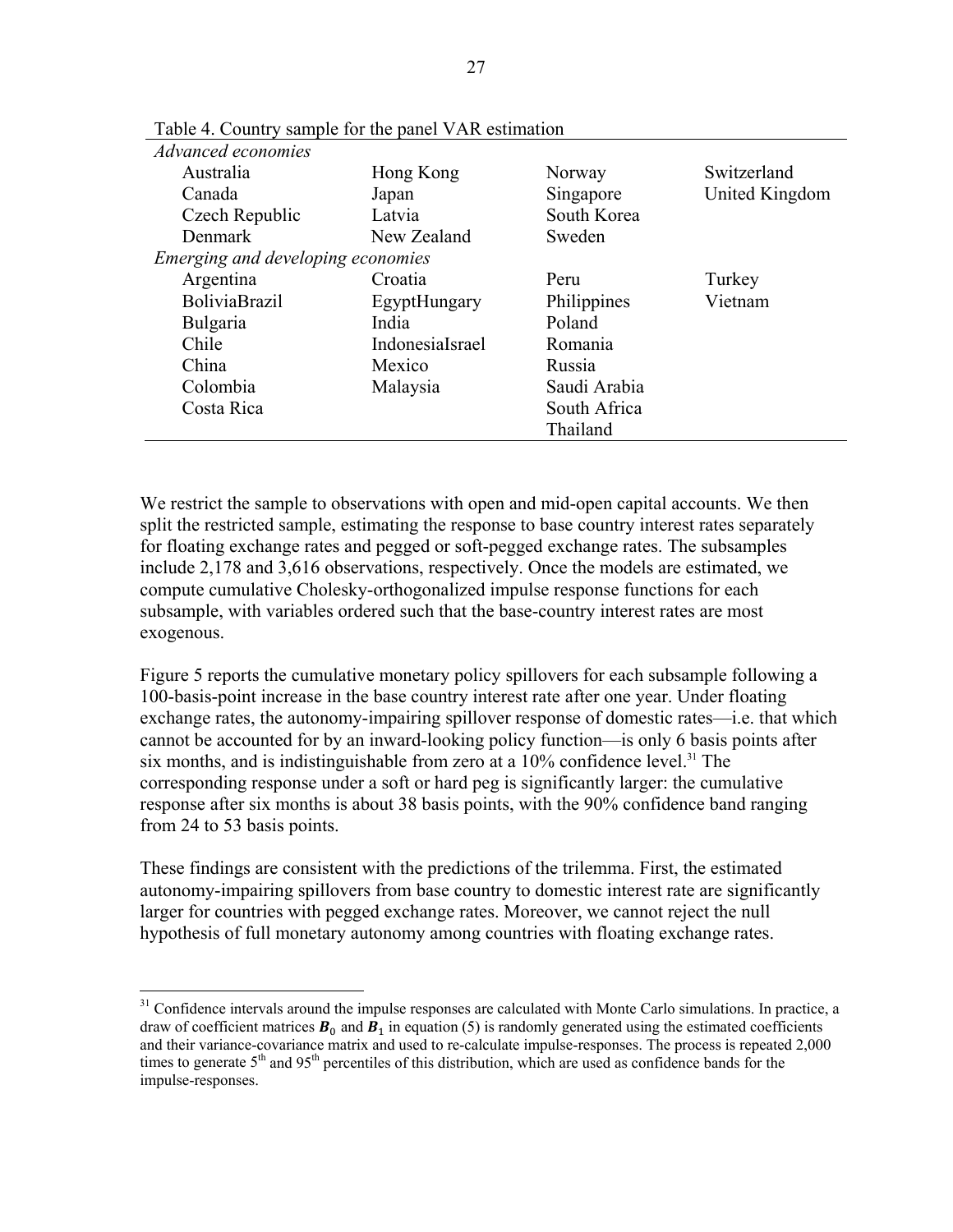Table 4. Country sample for the panel VAR estimation

| | | | |
|---|---|---|---|
| *Advanced economies* | | | |
| Australia | Hong Kong | Norway | Switzerland |
| Canada | Japan | Singapore | United Kingdom |
| Czech Republic | Latvia | South Korea | |
| Denmark | New Zealand | Sweden | |
| *Emerging and developing economies* | | | |
| Argentina | Croatia | Peru | Turkey |
| BoliviaBrazil | EgyptHungary | Philippines | Vietnam |
| Bulgaria | India | Poland | |
| Chile | IndonesiaIsrael | Romania | |
| China | Mexico | Russia | |
| Colombia | Malaysia | Saudi Arabia | |
| Costa Rica | | South Africa | |
| | | Thailand | |

We restrict the sample to observations with open and mid-open capital accounts. We then split the restricted sample, estimating the response to base country interest rates separately for floating exchange rates and pegged or soft-pegged exchange rates. The subsamples include 2,178 and 3,616 observations, respectively. Once the models are estimated, we compute cumulative Cholesky-orthogonalized impulse response functions for each subsample, with variables ordered such that the base-country interest rates are most exogenous.

Figure 5 reports the cumulative monetary policy spillovers for each subsample following a 100-basis-point increase in the base country interest rate after one year. Under floating exchange rates, the autonomy-impairing spillover response of domestic rates—i.e. that which cannot be accounted for by an inward-looking policy function—is only 6 basis points after six months, and is indistinguishable from zero at a 10% confidence level.[31] The corresponding response under a soft or hard peg is significantly larger: the cumulative response after six months is about 38 basis points, with the 90% confidence band ranging from 24 to 53 basis points.

These findings are consistent with the predictions of the trilemma. First, the estimated autonomy-impairing spillovers from base country to domestic interest rate are significantly larger for countries with pegged exchange rates. Moreover, we cannot reject the null hypothesis of full monetary autonomy among countries with floating exchange rates.

[31] Confidence intervals around the impulse responses are calculated with Monte Carlo simulations. In practice, a draw of coefficient matrices $\boldsymbol{B}_0$ and $\boldsymbol{B}_1$ in equation (5) is randomly generated using the estimated coefficients and their variance-covariance matrix and used to re-calculate impulse-responses. The process is repeated 2,000 times to generate 5th and 95th percentiles of this distribution, which are used as confidence bands for the impulse-responses.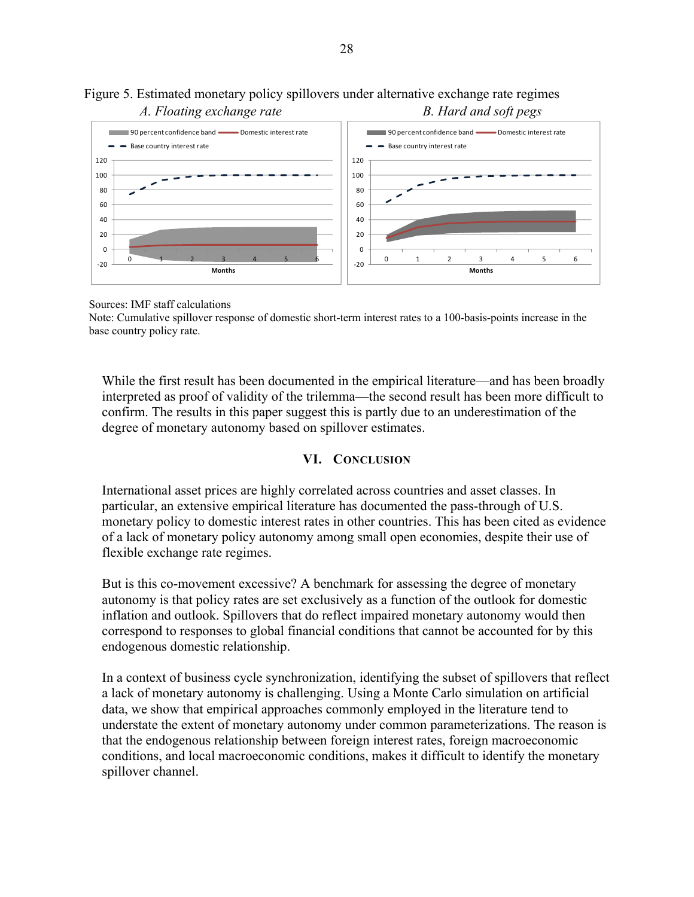Figure 5. Estimated monetary policy spillovers under alternative exchange rate regimes

*A. Floating exchange rate*

90 percent confidence band
Domestic interest rate
Base country interest rate

120
100
80
60
40
20
0
-20

0 1 2 3 4 5 6

Months

*B. Hard and soft pegs*

90 percent confidence band
Domestic interest rate
Base country interest rate

120
100
80
60
40
20
0
-20

0 1 2 3 4 5 6

Months

Sources: IMF staff calculations

Note: Cumulative spillover response of domestic short-term interest rates to a 100-basis-points increase in the base country policy rate.

While the first result has been documented in the empirical literature—and has been broadly interpreted as proof of validity of the trilemma—the second result has been more difficult to confirm. The results in this paper suggest this is partly due to an underestimation of the degree of monetary autonomy based on spillover estimates.

# VI. Conclusion

International asset prices are highly correlated across countries and asset classes. In particular, an extensive empirical literature has documented the pass-through of U.S. monetary policy to domestic interest rates in other countries. This has been cited as evidence of a lack of monetary policy autonomy among small open economies, despite their use of flexible exchange rate regimes.

But is this co-movement excessive? A benchmark for assessing the degree of monetary autonomy is that policy rates are set exclusively as a function of the outlook for domestic inflation and outlook. Spillovers that do reflect impaired monetary autonomy would then correspond to responses to global financial conditions that cannot be accounted for by this endogenous domestic relationship.

In a context of business cycle synchronization, identifying the subset of spillovers that reflect a lack of monetary autonomy is challenging. Using a Monte Carlo simulation on artificial data, we show that empirical approaches commonly employed in the literature tend to understate the extent of monetary autonomy under common parameterizations. The reason is that the endogenous relationship between foreign interest rates, foreign macroeconomic conditions, and local macroeconomic conditions, makes it difficult to identify the monetary spillover channel.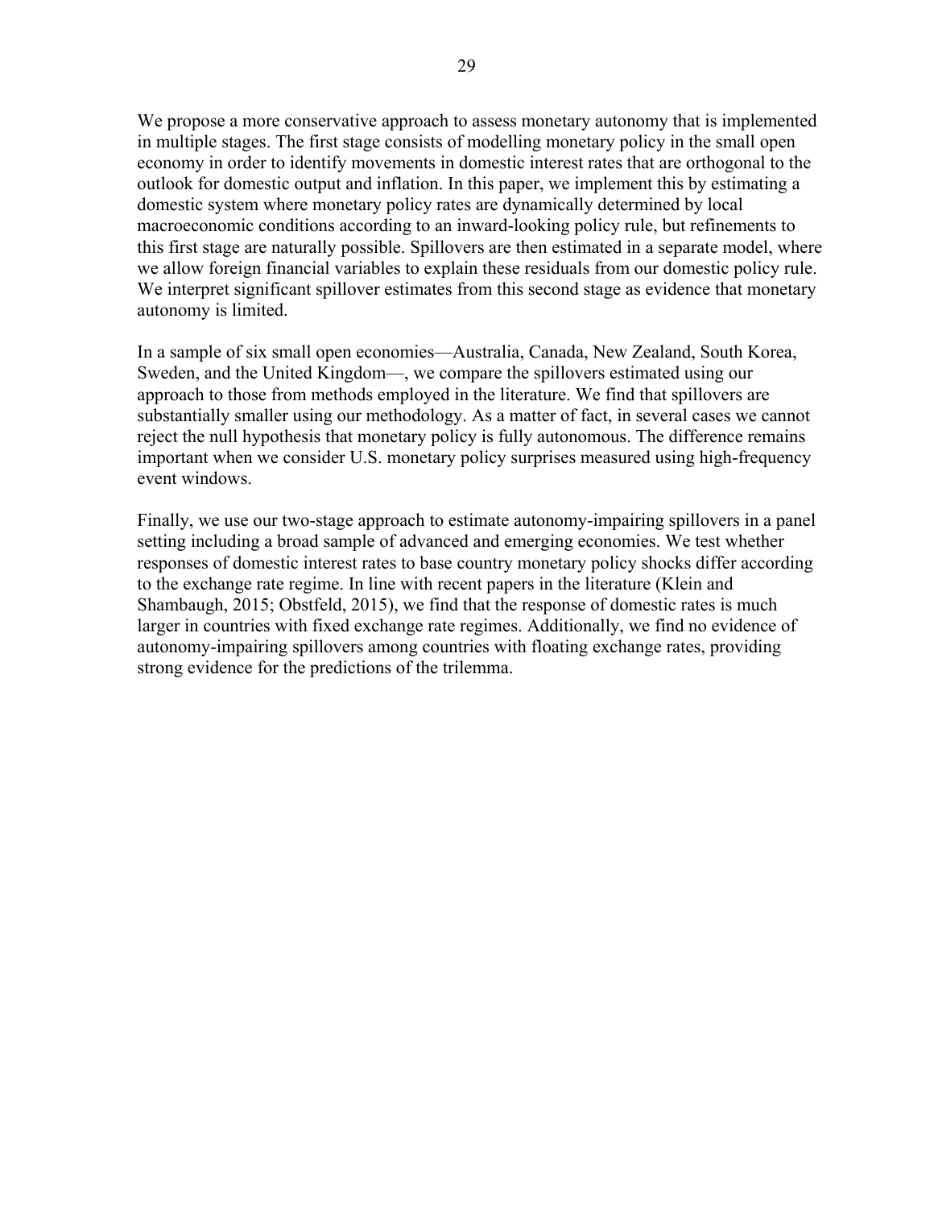We propose a more conservative approach to assess monetary autonomy that is implemented in multiple stages. The first stage consists of modelling monetary policy in the small open economy in order to identify movements in domestic interest rates that are orthogonal to the outlook for domestic output and inflation. In this paper, we implement this by estimating a domestic system where monetary policy rates are dynamically determined by local macroeconomic conditions according to an inward-looking policy rule, but refinements to this first stage are naturally possible. Spillovers are then estimated in a separate model, where we allow foreign financial variables to explain these residuals from our domestic policy rule. We interpret significant spillover estimates from this second stage as evidence that monetary autonomy is limited.

In a sample of six small open economies—Australia, Canada, New Zealand, South Korea, Sweden, and the United Kingdom—, we compare the spillovers estimated using our approach to those from methods employed in the literature. We find that spillovers are substantially smaller using our methodology. As a matter of fact, in several cases we cannot reject the null hypothesis that monetary policy is fully autonomous. The difference remains important when we consider U.S. monetary policy surprises measured using high-frequency event windows.

Finally, we use our two-stage approach to estimate autonomy-impairing spillovers in a panel setting including a broad sample of advanced and emerging economies. We test whether responses of domestic interest rates to base country monetary policy shocks differ according to the exchange rate regime. In line with recent papers in the literature (Klein and Shambaugh, 2015; Obstfeld, 2015), we find that the response of domestic rates is much larger in countries with fixed exchange rate regimes. Additionally, we find no evidence of autonomy-impairing spillovers among countries with floating exchange rates, providing strong evidence for the predictions of the trilemma.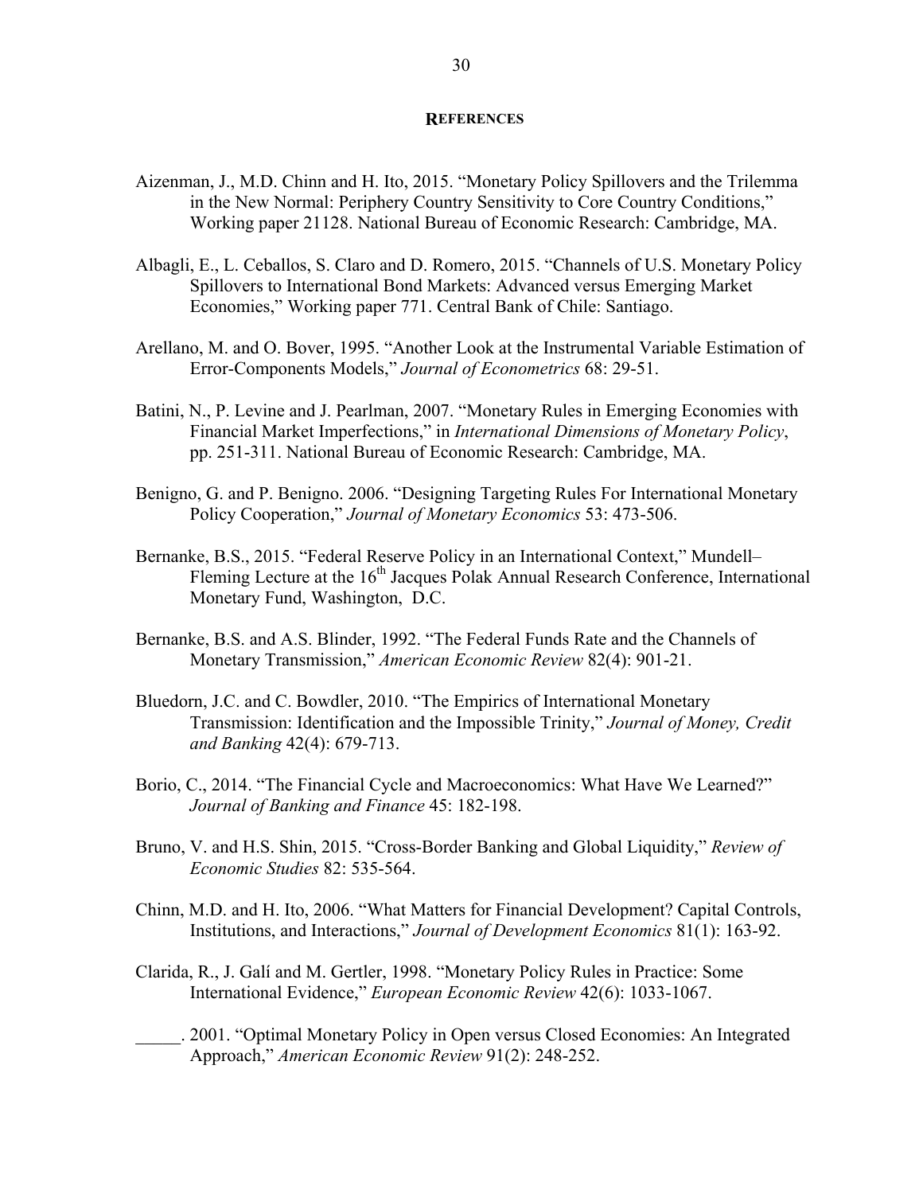## REFERENCES

Aizenman, J., M.D. Chinn and H. Ito, 2015. "Monetary Policy Spillovers and the Trilemma in the New Normal: Periphery Country Sensitivity to Core Country Conditions," Working paper 21128. National Bureau of Economic Research: Cambridge, MA.

Albagli, E., L. Ceballos, S. Claro and D. Romero, 2015. "Channels of U.S. Monetary Policy Spillovers to International Bond Markets: Advanced versus Emerging Market Economies," Working paper 771. Central Bank of Chile: Santiago.

Arellano, M. and O. Bover, 1995. "Another Look at the Instrumental Variable Estimation of Error-Components Models," *Journal of Econometrics* 68: 29-51.

Batini, N., P. Levine and J. Pearlman, 2007. "Monetary Rules in Emerging Economies with Financial Market Imperfections," in *International Dimensions of Monetary Policy*, pp. 251-311. National Bureau of Economic Research: Cambridge, MA.

Benigno, G. and P. Benigno. 2006. "Designing Targeting Rules For International Monetary Policy Cooperation," *Journal of Monetary Economics* 53: 473-506.

Bernanke, B.S., 2015. "Federal Reserve Policy in an International Context," Mundell–Fleming Lecture at the 16th Jacques Polak Annual Research Conference, International Monetary Fund, Washington, D.C.

Bernanke, B.S. and A.S. Blinder, 1992. "The Federal Funds Rate and the Channels of Monetary Transmission," *American Economic Review* 82(4): 901-21.

Bluedorn, J.C. and C. Bowdler, 2010. "The Empirics of International Monetary Transmission: Identification and the Impossible Trinity," *Journal of Money, Credit and Banking* 42(4): 679-713.

Borio, C., 2014. "The Financial Cycle and Macroeconomics: What Have We Learned?" *Journal of Banking and Finance* 45: 182-198.

Bruno, V. and H.S. Shin, 2015. "Cross-Border Banking and Global Liquidity," *Review of Economic Studies* 82: 535-564.

Chinn, M.D. and H. Ito, 2006. "What Matters for Financial Development? Capital Controls, Institutions, and Interactions," *Journal of Development Economics* 81(1): 163-92.

Clarida, R., J. Galí and M. Gertler, 1998. "Monetary Policy Rules in Practice: Some International Evidence," *European Economic Review* 42(6): 1033-1067.

_____. 2001. "Optimal Monetary Policy in Open versus Closed Economies: An Integrated Approach," *American Economic Review* 91(2): 248-252.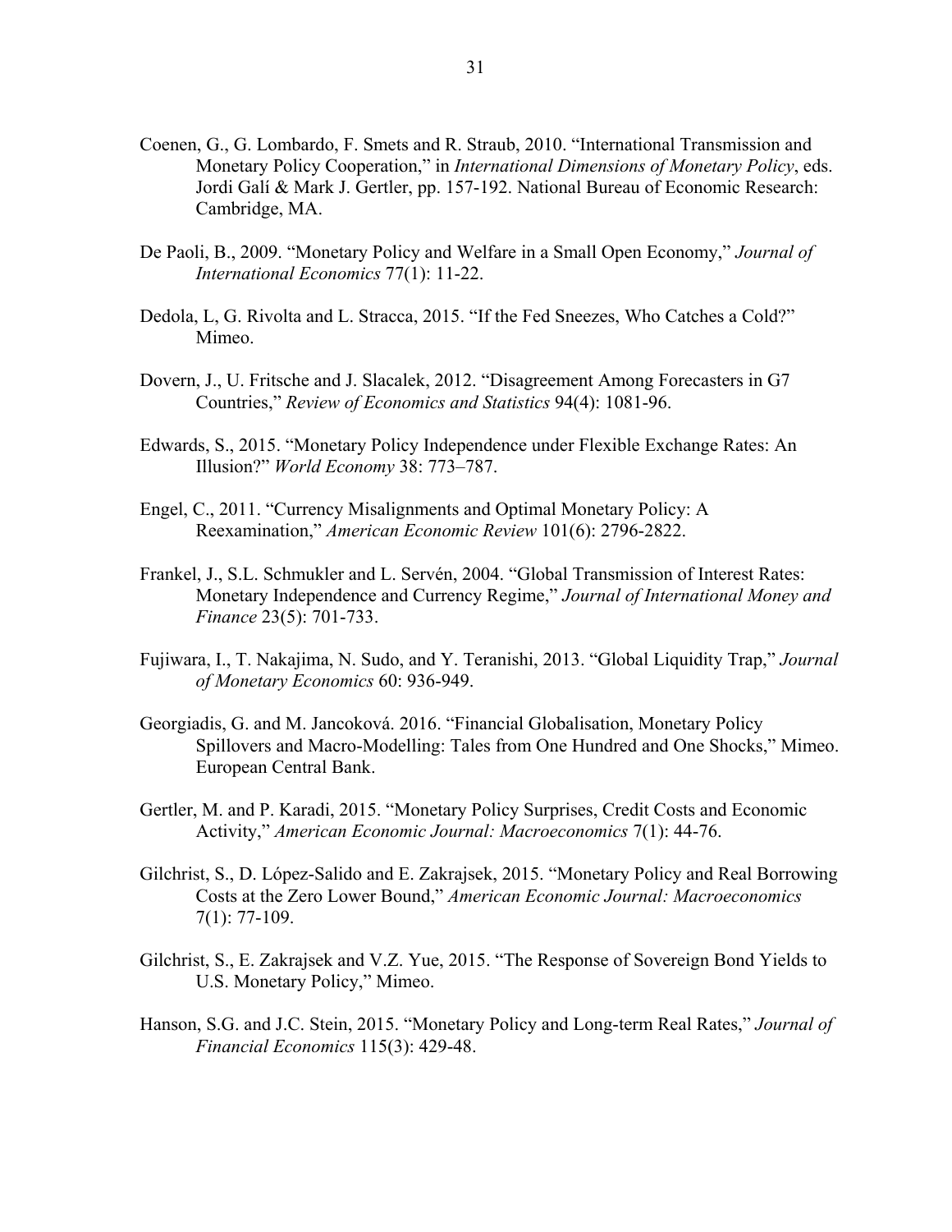Coenen, G., G. Lombardo, F. Smets and R. Straub, 2010. "International Transmission and Monetary Policy Cooperation," in *International Dimensions of Monetary Policy*, eds. Jordi Galí & Mark J. Gertler, pp. 157-192. National Bureau of Economic Research: Cambridge, MA.

De Paoli, B., 2009. "Monetary Policy and Welfare in a Small Open Economy," *Journal of International Economics* 77(1): 11-22.

Dedola, L, G. Rivolta and L. Stracca, 2015. "If the Fed Sneezes, Who Catches a Cold?" Mimeo.

Dovern, J., U. Fritsche and J. Slacalek, 2012. "Disagreement Among Forecasters in G7 Countries," *Review of Economics and Statistics* 94(4): 1081-96.

Edwards, S., 2015. "Monetary Policy Independence under Flexible Exchange Rates: An Illusion?" *World Economy* 38: 773–787.

Engel, C., 2011. "Currency Misalignments and Optimal Monetary Policy: A Reexamination," *American Economic Review* 101(6): 2796-2822.

Frankel, J., S.L. Schmukler and L. Servén, 2004. "Global Transmission of Interest Rates: Monetary Independence and Currency Regime," *Journal of International Money and Finance* 23(5): 701-733.

Fujiwara, I., T. Nakajima, N. Sudo, and Y. Teranishi, 2013. "Global Liquidity Trap," *Journal of Monetary Economics* 60: 936-949.

Georgiadis, G. and M. Jancoková. 2016. "Financial Globalisation, Monetary Policy Spillovers and Macro-Modelling: Tales from One Hundred and One Shocks," Mimeo. European Central Bank.

Gertler, M. and P. Karadi, 2015. "Monetary Policy Surprises, Credit Costs and Economic Activity," *American Economic Journal: Macroeconomics* 7(1): 44-76.

Gilchrist, S., D. López-Salido and E. Zakrajsek, 2015. "Monetary Policy and Real Borrowing Costs at the Zero Lower Bound," *American Economic Journal: Macroeconomics* 7(1): 77-109.

Gilchrist, S., E. Zakrajsek and V.Z. Yue, 2015. "The Response of Sovereign Bond Yields to U.S. Monetary Policy," Mimeo.

Hanson, S.G. and J.C. Stein, 2015. "Monetary Policy and Long-term Real Rates," *Journal of Financial Economics* 115(3): 429-48.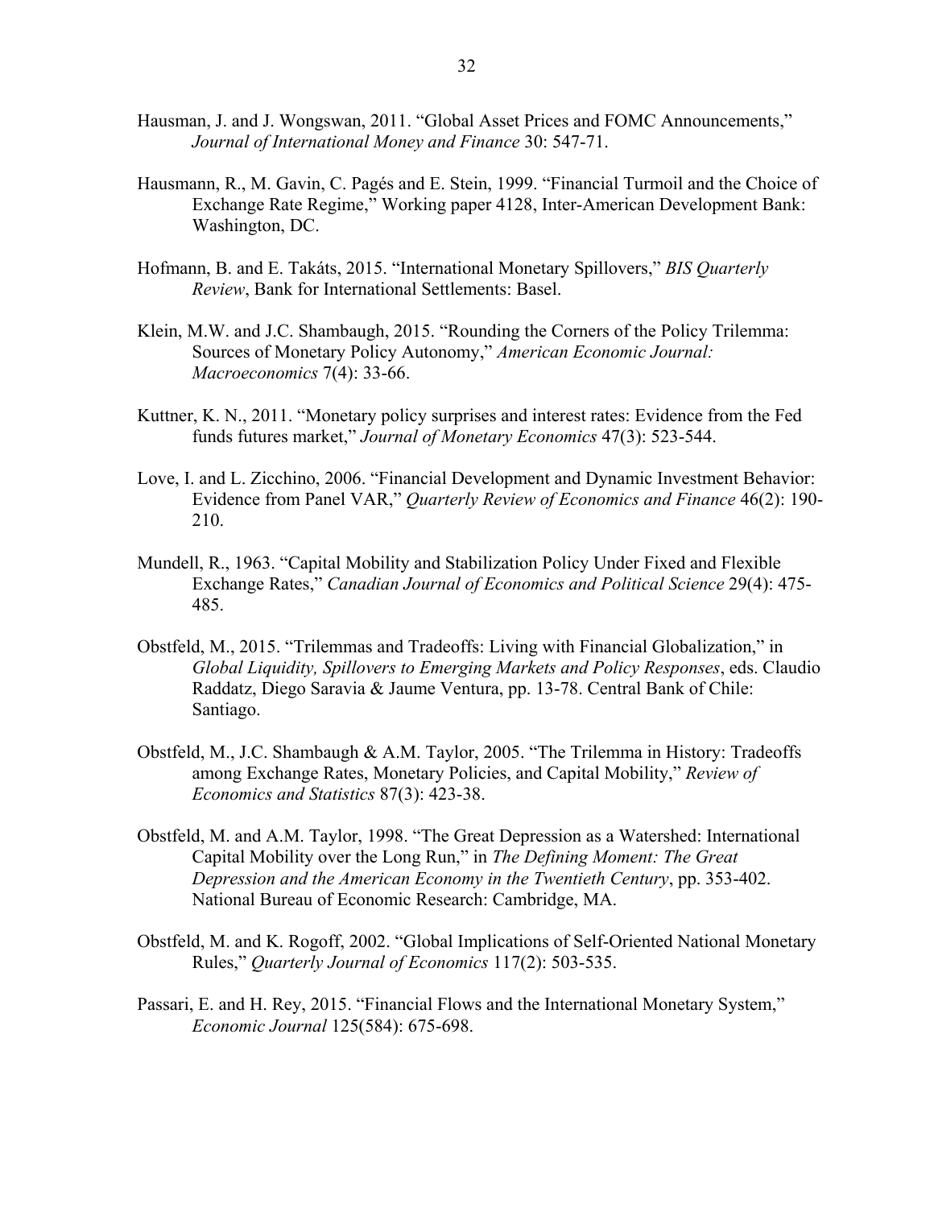Hausman, J. and J. Wongswan, 2011. "Global Asset Prices and FOMC Announcements," *Journal of International Money and Finance* 30: 547-71.

Hausmann, R., M. Gavin, C. Pagés and E. Stein, 1999. "Financial Turmoil and the Choice of Exchange Rate Regime," Working paper 4128, Inter-American Development Bank: Washington, DC.

Hofmann, B. and E. Takáts, 2015. "International Monetary Spillovers," *BIS Quarterly Review*, Bank for International Settlements: Basel.

Klein, M.W. and J.C. Shambaugh, 2015. "Rounding the Corners of the Policy Trilemma: Sources of Monetary Policy Autonomy," *American Economic Journal: Macroeconomics* 7(4): 33-66.

Kuttner, K. N., 2011. "Monetary policy surprises and interest rates: Evidence from the Fed funds futures market," *Journal of Monetary Economics* 47(3): 523-544.

Love, I. and L. Zicchino, 2006. "Financial Development and Dynamic Investment Behavior: Evidence from Panel VAR," *Quarterly Review of Economics and Finance* 46(2): 190-210.

Mundell, R., 1963. "Capital Mobility and Stabilization Policy Under Fixed and Flexible Exchange Rates," *Canadian Journal of Economics and Political Science* 29(4): 475-485.

Obstfeld, M., 2015. "Trilemmas and Tradeoffs: Living with Financial Globalization," in *Global Liquidity, Spillovers to Emerging Markets and Policy Responses*, eds. Claudio Raddatz, Diego Saravia & Jaume Ventura, pp. 13-78. Central Bank of Chile: Santiago.

Obstfeld, M., J.C. Shambaugh & A.M. Taylor, 2005. "The Trilemma in History: Tradeoffs among Exchange Rates, Monetary Policies, and Capital Mobility," *Review of Economics and Statistics* 87(3): 423-38.

Obstfeld, M. and A.M. Taylor, 1998. "The Great Depression as a Watershed: International Capital Mobility over the Long Run," in *The Defining Moment: The Great Depression and the American Economy in the Twentieth Century*, pp. 353-402. National Bureau of Economic Research: Cambridge, MA.

Obstfeld, M. and K. Rogoff, 2002. "Global Implications of Self-Oriented National Monetary Rules," *Quarterly Journal of Economics* 117(2): 503-535.

Passari, E. and H. Rey, 2015. "Financial Flows and the International Monetary System," *Economic Journal* 125(584): 675-698.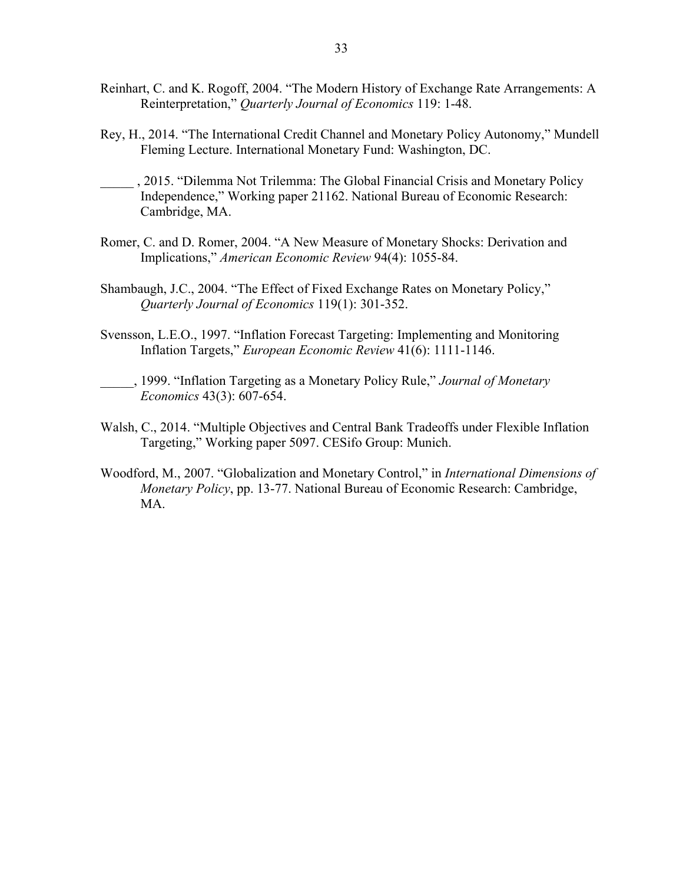Reinhart, C. and K. Rogoff, 2004. "The Modern History of Exchange Rate Arrangements: A Reinterpretation," *Quarterly Journal of Economics* 119: 1-48.

Rey, H., 2014. "The International Credit Channel and Monetary Policy Autonomy," Mundell Fleming Lecture. International Monetary Fund: Washington, DC.

_____ , 2015. "Dilemma Not Trilemma: The Global Financial Crisis and Monetary Policy Independence," Working paper 21162. National Bureau of Economic Research: Cambridge, MA.

Romer, C. and D. Romer, 2004. "A New Measure of Monetary Shocks: Derivation and Implications," *American Economic Review* 94(4): 1055-84.

Shambaugh, J.C., 2004. "The Effect of Fixed Exchange Rates on Monetary Policy," *Quarterly Journal of Economics* 119(1): 301-352.

Svensson, L.E.O., 1997. "Inflation Forecast Targeting: Implementing and Monitoring Inflation Targets," *European Economic Review* 41(6): 1111-1146.

_____, 1999. "Inflation Targeting as a Monetary Policy Rule," *Journal of Monetary Economics* 43(3): 607-654.

Walsh, C., 2014. "Multiple Objectives and Central Bank Tradeoffs under Flexible Inflation Targeting," Working paper 5097. CESifo Group: Munich.

Woodford, M., 2007. "Globalization and Monetary Control," in *International Dimensions of Monetary Policy*, pp. 13-77. National Bureau of Economic Research: Cambridge, MA.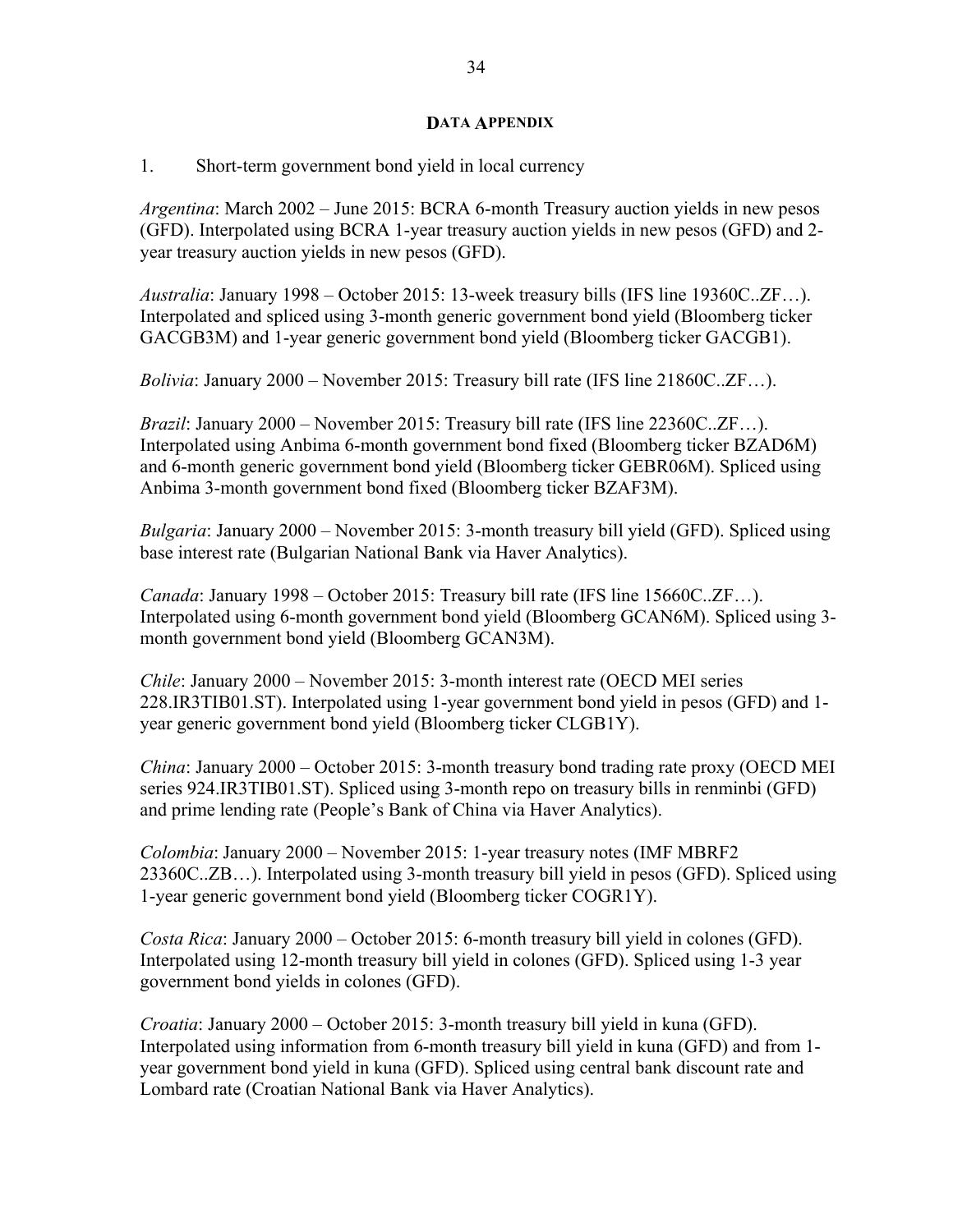## Data Appendix

1. Short-term government bond yield in local currency

*Argentina*: March 2002 – June 2015: BCRA 6-month Treasury auction yields in new pesos (GFD). Interpolated using BCRA 1-year treasury auction yields in new pesos (GFD) and 2-year treasury auction yields in new pesos (GFD).

*Australia*: January 1998 – October 2015: 13-week treasury bills (IFS line 19360C..ZF…). Interpolated and spliced using 3-month generic government bond yield (Bloomberg ticker GACGB3M) and 1-year generic government bond yield (Bloomberg ticker GACGB1).

*Bolivia*: January 2000 – November 2015: Treasury bill rate (IFS line 21860C..ZF…).

*Brazil*: January 2000 – November 2015: Treasury bill rate (IFS line 22360C..ZF…). Interpolated using Anbima 6-month government bond fixed (Bloomberg ticker BZAD6M) and 6-month generic government bond yield (Bloomberg ticker GEBR06M). Spliced using Anbima 3-month government bond fixed (Bloomberg ticker BZAF3M).

*Bulgaria*: January 2000 – November 2015: 3-month treasury bill yield (GFD). Spliced using base interest rate (Bulgarian National Bank via Haver Analytics).

*Canada*: January 1998 – October 2015: Treasury bill rate (IFS line 15660C..ZF…). Interpolated using 6-month government bond yield (Bloomberg GCAN6M). Spliced using 3-month government bond yield (Bloomberg GCAN3M).

*Chile*: January 2000 – November 2015: 3-month interest rate (OECD MEI series 228.IR3TIB01.ST). Interpolated using 1-year government bond yield in pesos (GFD) and 1-year generic government bond yield (Bloomberg ticker CLGB1Y).

*China*: January 2000 – October 2015: 3-month treasury bond trading rate proxy (OECD MEI series 924.IR3TIB01.ST). Spliced using 3-month repo on treasury bills in renminbi (GFD) and prime lending rate (People's Bank of China via Haver Analytics).

*Colombia*: January 2000 – November 2015: 1-year treasury notes (IMF MBRF2 23360C..ZB…). Interpolated using 3-month treasury bill yield in pesos (GFD). Spliced using 1-year generic government bond yield (Bloomberg ticker COGR1Y).

*Costa Rica*: January 2000 – October 2015: 6-month treasury bill yield in colones (GFD). Interpolated using 12-month treasury bill yield in colones (GFD). Spliced using 1-3 year government bond yields in colones (GFD).

*Croatia*: January 2000 – October 2015: 3-month treasury bill yield in kuna (GFD). Interpolated using information from 6-month treasury bill yield in kuna (GFD) and from 1-year government bond yield in kuna (GFD). Spliced using central bank discount rate and Lombard rate (Croatian National Bank via Haver Analytics).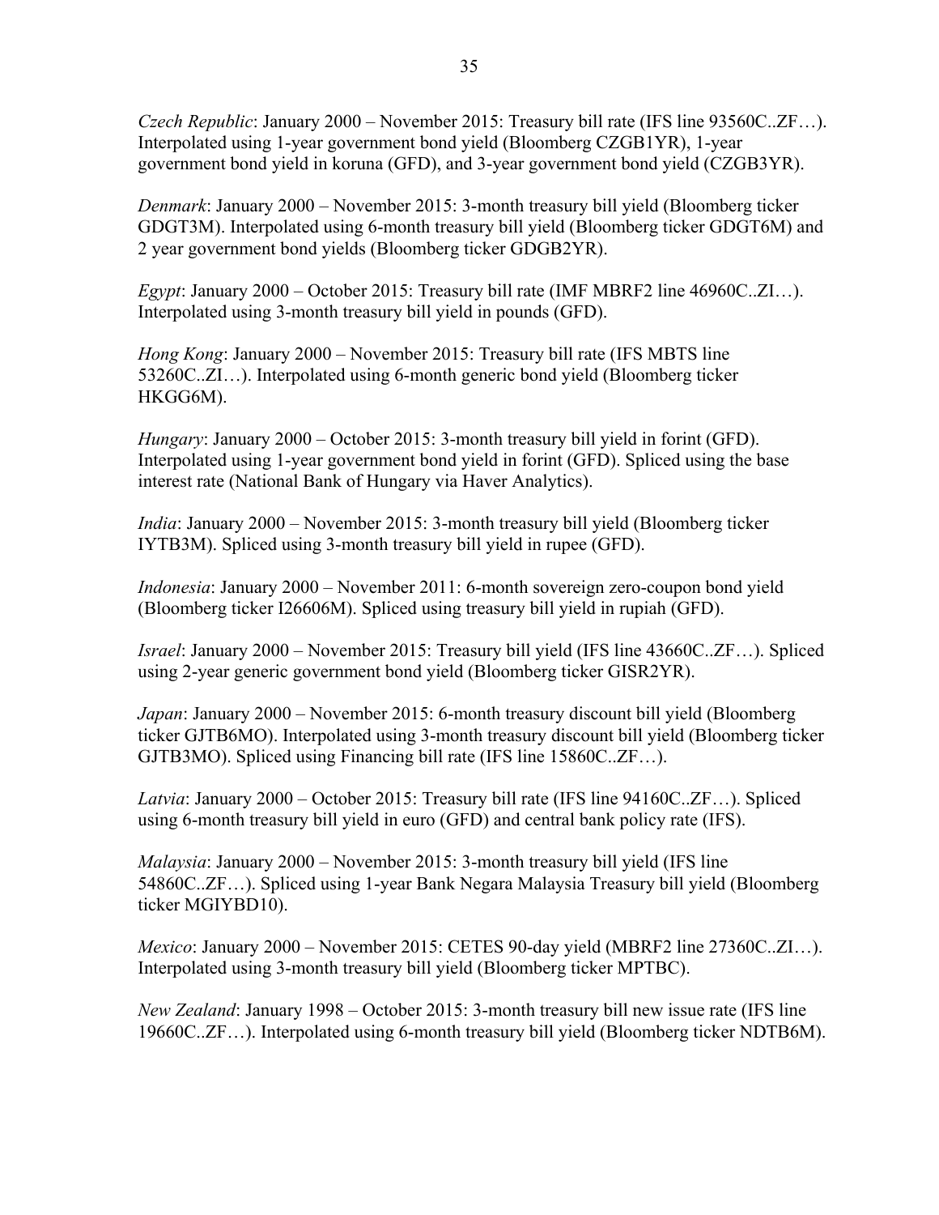*Czech Republic*: January 2000 – November 2015: Treasury bill rate (IFS line 93560C..ZF…). Interpolated using 1-year government bond yield (Bloomberg CZGB1YR), 1-year government bond yield in koruna (GFD), and 3-year government bond yield (CZGB3YR).

*Denmark*: January 2000 – November 2015: 3-month treasury bill yield (Bloomberg ticker GDGT3M). Interpolated using 6-month treasury bill yield (Bloomberg ticker GDGT6M) and 2 year government bond yields (Bloomberg ticker GDGB2YR).

*Egypt*: January 2000 – October 2015: Treasury bill rate (IMF MBRF2 line 46960C..ZI…). Interpolated using 3-month treasury bill yield in pounds (GFD).

*Hong Kong*: January 2000 – November 2015: Treasury bill rate (IFS MBTS line 53260C..ZI…). Interpolated using 6-month generic bond yield (Bloomberg ticker HKGG6M).

*Hungary*: January 2000 – October 2015: 3-month treasury bill yield in forint (GFD). Interpolated using 1-year government bond yield in forint (GFD). Spliced using the base interest rate (National Bank of Hungary via Haver Analytics).

*India*: January 2000 – November 2015: 3-month treasury bill yield (Bloomberg ticker IYTB3M). Spliced using 3-month treasury bill yield in rupee (GFD).

*Indonesia*: January 2000 – November 2011: 6-month sovereign zero-coupon bond yield (Bloomberg ticker I26606M). Spliced using treasury bill yield in rupiah (GFD).

*Israel*: January 2000 – November 2015: Treasury bill yield (IFS line 43660C..ZF…). Spliced using 2-year generic government bond yield (Bloomberg ticker GISR2YR).

*Japan*: January 2000 – November 2015: 6-month treasury discount bill yield (Bloomberg ticker GJTB6MO). Interpolated using 3-month treasury discount bill yield (Bloomberg ticker GJTB3MO). Spliced using Financing bill rate (IFS line 15860C..ZF…).

*Latvia*: January 2000 – October 2015: Treasury bill rate (IFS line 94160C..ZF…). Spliced using 6-month treasury bill yield in euro (GFD) and central bank policy rate (IFS).

*Malaysia*: January 2000 – November 2015: 3-month treasury bill yield (IFS line 54860C..ZF…). Spliced using 1-year Bank Negara Malaysia Treasury bill yield (Bloomberg ticker MGIYBD10).

*Mexico*: January 2000 – November 2015: CETES 90-day yield (MBRF2 line 27360C..ZI…). Interpolated using 3-month treasury bill yield (Bloomberg ticker MPTBC).

*New Zealand*: January 1998 – October 2015: 3-month treasury bill new issue rate (IFS line 19660C..ZF…). Interpolated using 6-month treasury bill yield (Bloomberg ticker NDTB6M).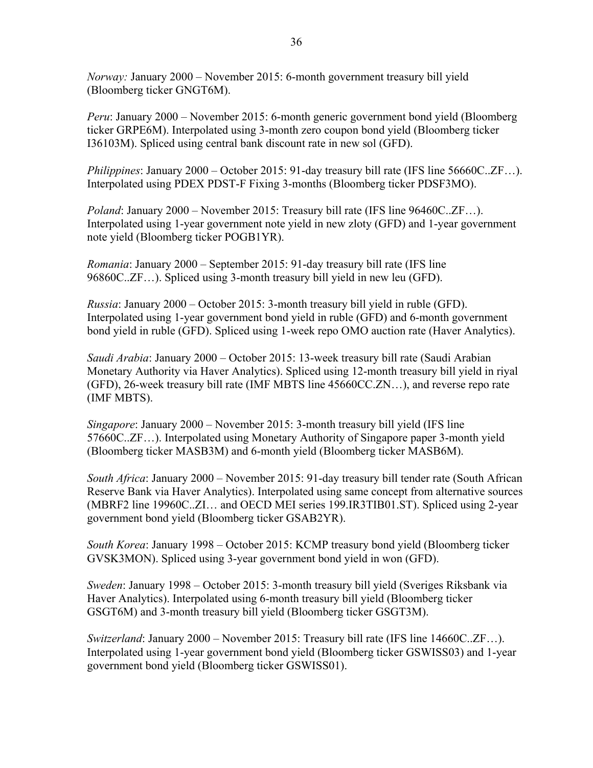*Norway:* January 2000 – November 2015: 6-month government treasury bill yield (Bloomberg ticker GNGT6M).

*Peru*: January 2000 – November 2015: 6-month generic government bond yield (Bloomberg ticker GRPE6M). Interpolated using 3-month zero coupon bond yield (Bloomberg ticker I36103M). Spliced using central bank discount rate in new sol (GFD).

*Philippines*: January 2000 – October 2015: 91-day treasury bill rate (IFS line 56660C..ZF…). Interpolated using PDEX PDST-F Fixing 3-months (Bloomberg ticker PDSF3MO).

*Poland*: January 2000 – November 2015: Treasury bill rate (IFS line 96460C..ZF…). Interpolated using 1-year government note yield in new zloty (GFD) and 1-year government note yield (Bloomberg ticker POGB1YR).

*Romania*: January 2000 – September 2015: 91-day treasury bill rate (IFS line 96860C..ZF…). Spliced using 3-month treasury bill yield in new leu (GFD).

*Russia*: January 2000 – October 2015: 3-month treasury bill yield in ruble (GFD). Interpolated using 1-year government bond yield in ruble (GFD) and 6-month government bond yield in ruble (GFD). Spliced using 1-week repo OMO auction rate (Haver Analytics).

*Saudi Arabia*: January 2000 – October 2015: 13-week treasury bill rate (Saudi Arabian Monetary Authority via Haver Analytics). Spliced using 12-month treasury bill yield in riyal (GFD), 26-week treasury bill rate (IMF MBTS line 45660CC.ZN…), and reverse repo rate (IMF MBTS).

*Singapore*: January 2000 – November 2015: 3-month treasury bill yield (IFS line 57660C..ZF…). Interpolated using Monetary Authority of Singapore paper 3-month yield (Bloomberg ticker MASB3M) and 6-month yield (Bloomberg ticker MASB6M).

*South Africa*: January 2000 – November 2015: 91-day treasury bill tender rate (South African Reserve Bank via Haver Analytics). Interpolated using same concept from alternative sources (MBRF2 line 19960C..ZI… and OECD MEI series 199.IR3TIB01.ST). Spliced using 2-year government bond yield (Bloomberg ticker GSAB2YR).

*South Korea*: January 1998 – October 2015: KCMP treasury bond yield (Bloomberg ticker GVSK3MON). Spliced using 3-year government bond yield in won (GFD).

*Sweden*: January 1998 – October 2015: 3-month treasury bill yield (Sveriges Riksbank via Haver Analytics). Interpolated using 6-month treasury bill yield (Bloomberg ticker GSGT6M) and 3-month treasury bill yield (Bloomberg ticker GSGT3M).

*Switzerland*: January 2000 – November 2015: Treasury bill rate (IFS line 14660C..ZF…). Interpolated using 1-year government bond yield (Bloomberg ticker GSWISS03) and 1-year government bond yield (Bloomberg ticker GSWISS01).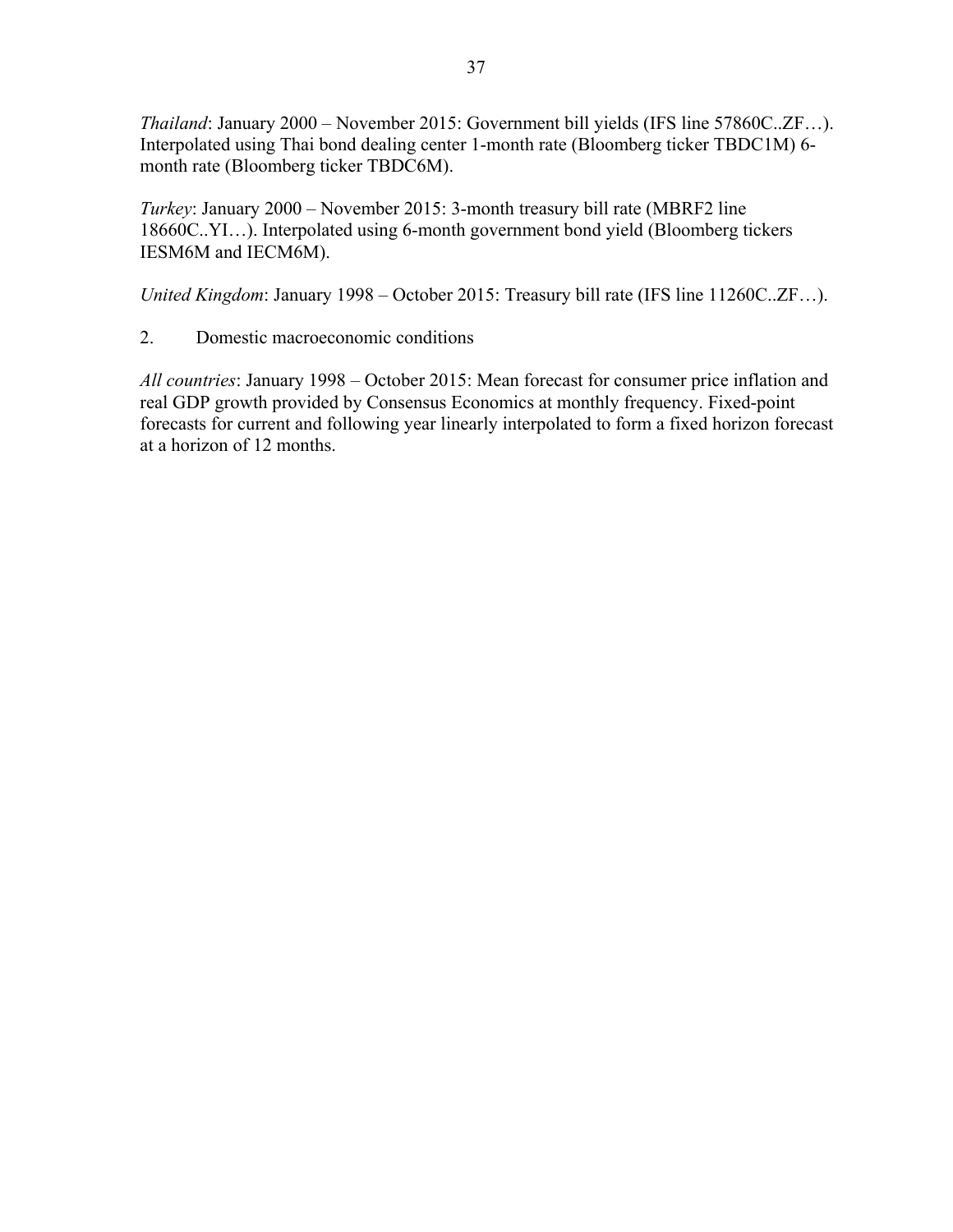*Thailand*: January 2000 – November 2015: Government bill yields (IFS line 57860C..ZF…). Interpolated using Thai bond dealing center 1-month rate (Bloomberg ticker TBDC1M) 6-month rate (Bloomberg ticker TBDC6M).

*Turkey*: January 2000 – November 2015: 3-month treasury bill rate (MBRF2 line 18660C..YI…). Interpolated using 6-month government bond yield (Bloomberg tickers IESM6M and IECM6M).

*United Kingdom*: January 1998 – October 2015: Treasury bill rate (IFS line 11260C..ZF…).

2. Domestic macroeconomic conditions

*All countries*: January 1998 – October 2015: Mean forecast for consumer price inflation and real GDP growth provided by Consensus Economics at monthly frequency. Fixed-point forecasts for current and following year linearly interpolated to form a fixed horizon forecast at a horizon of 12 months.